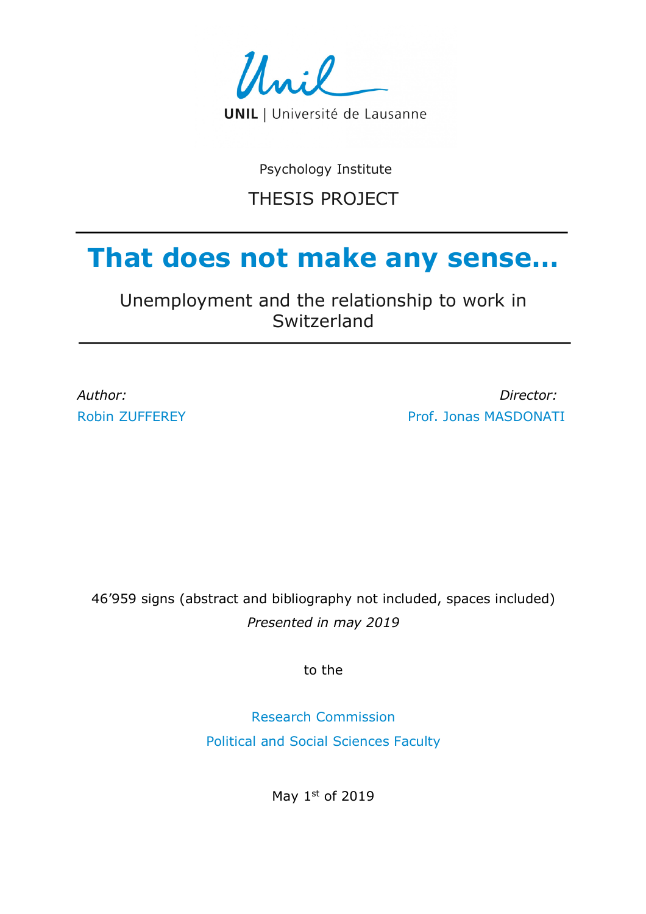UNIL | Université de Lausanne

Psychology Institute

THESIS PROJECT

# That does not make any sense…

## Unemployment and the relationship to work in Switzerland

*Author:*
Robin ZUFFEREY

*Director:*
Prof. Jonas MASDONATI

46’959 signs (abstract and bibliography not included, spaces included)

*Presented in may 2019*

to the

Research Commission
Political and Social Sciences Faculty

May 1st of 2019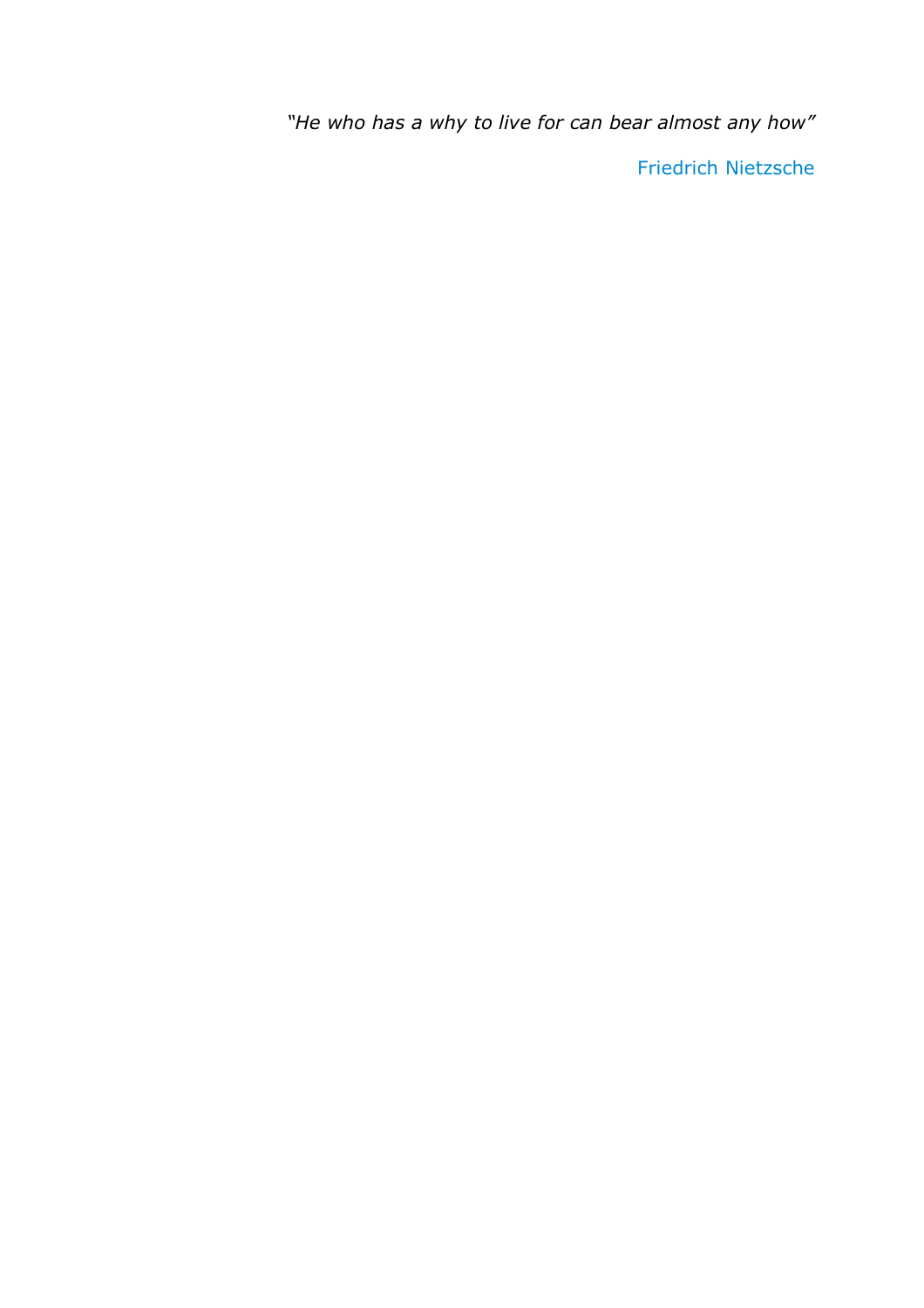*"He who has a why to live for can bear almost any how"*

Friedrich Nietzsche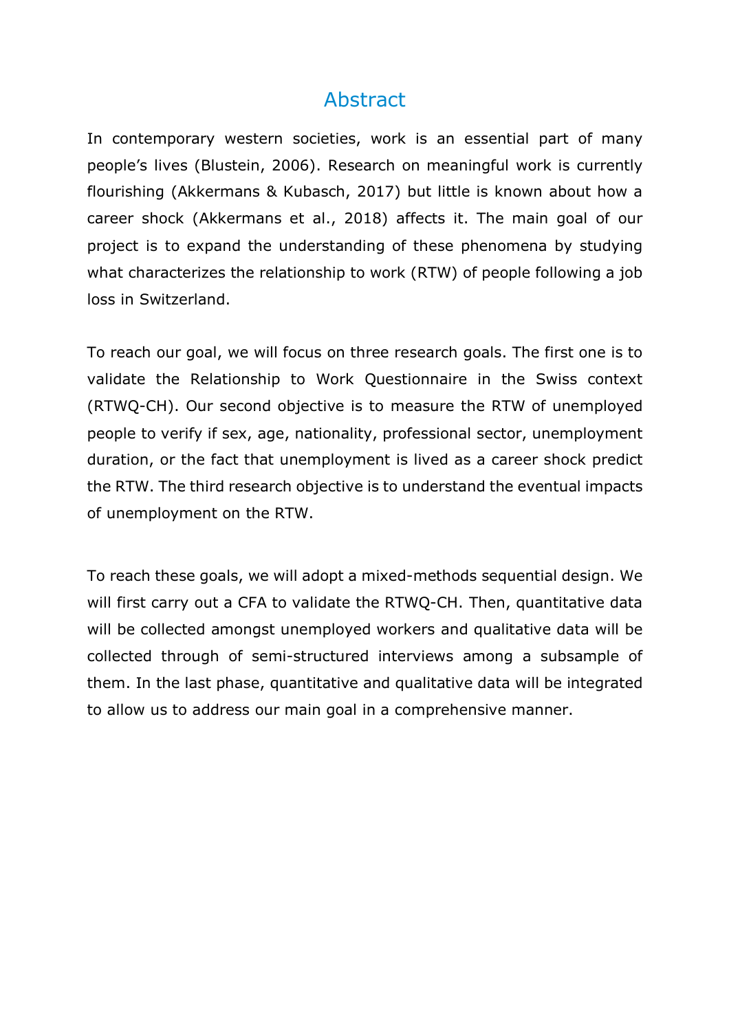# Abstract

In contemporary western societies, work is an essential part of many people's lives (Blustein, 2006). Research on meaningful work is currently flourishing (Akkermans & Kubasch, 2017) but little is known about how a career shock (Akkermans et al., 2018) affects it. The main goal of our project is to expand the understanding of these phenomena by studying what characterizes the relationship to work (RTW) of people following a job loss in Switzerland.

To reach our goal, we will focus on three research goals. The first one is to validate the Relationship to Work Questionnaire in the Swiss context (RTWQ-CH). Our second objective is to measure the RTW of unemployed people to verify if sex, age, nationality, professional sector, unemployment duration, or the fact that unemployment is lived as a career shock predict the RTW. The third research objective is to understand the eventual impacts of unemployment on the RTW.

To reach these goals, we will adopt a mixed-methods sequential design. We will first carry out a CFA to validate the RTWQ-CH. Then, quantitative data will be collected amongst unemployed workers and qualitative data will be collected through of semi-structured interviews among a subsample of them. In the last phase, quantitative and qualitative data will be integrated to allow us to address our main goal in a comprehensive manner.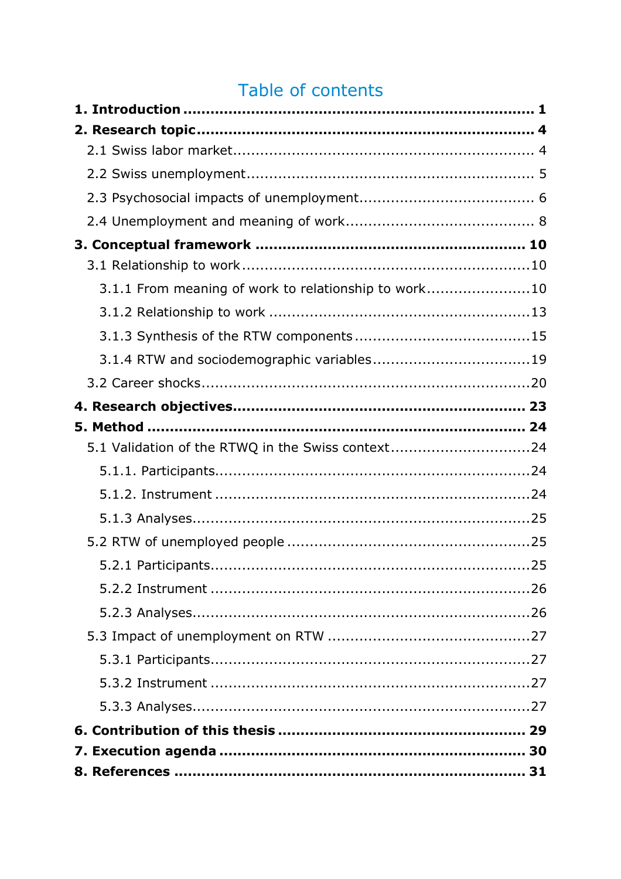# Table of contents

**1. Introduction** ............................................................................ **1**

**2. Research topic** ......................................................................... **4**

2.1 Swiss labor market ................................................................. 4

2.2 Swiss unemployment ............................................................... 5

2.3 Psychosocial impacts of unemployment ..................................... 6

2.4 Unemployment and meaning of work ......................................... 8

**3. Conceptual framework** ............................................................ **10**

3.1 Relationship to work ...............................................................10

3.1.1 From meaning of work to relationship to work .......................10

3.1.2 Relationship to work .........................................................13

3.1.3 Synthesis of the RTW components .......................................15

3.1.4 RTW and sociodemographic variables ...................................19

3.2 Career shocks .........................................................................20

**4. Research objectives** ................................................................ **23**

**5. Method** .................................................................................. **24**

5.1 Validation of the RTWQ in the Swiss context ...............................24

5.1.1. Participants .....................................................................24

5.1.2. Instrument .....................................................................24

5.1.3 Analyses ..........................................................................25

5.2 RTW of unemployed people .....................................................25

5.2.1 Participants ......................................................................25

5.2.2 Instrument .......................................................................26

5.2.3 Analyses ..........................................................................26

5.3 Impact of unemployment on RTW ............................................27

5.3.1 Participants ......................................................................27

5.3.2 Instrument .......................................................................27

5.3.3 Analyses ..........................................................................27

**6. Contribution of this thesis** ....................................................... **29**

**7. Execution agenda** .................................................................. **30**

**8. References** ............................................................................ **31**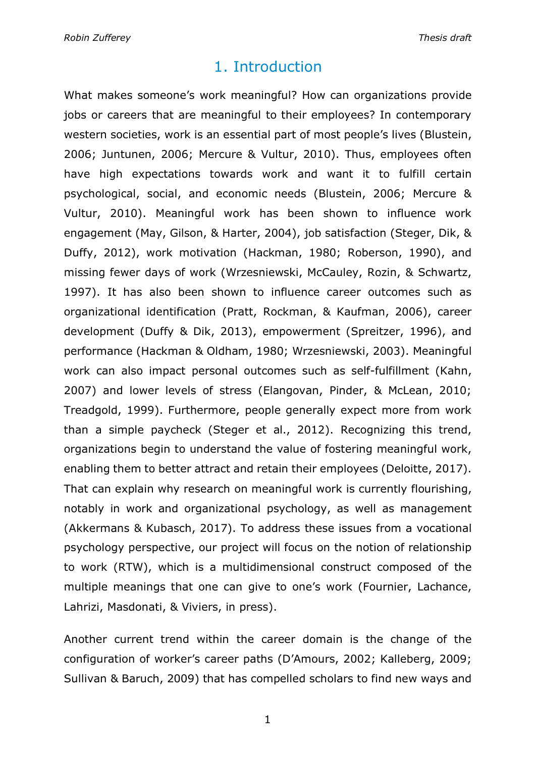# 1. Introduction

What makes someone's work meaningful? How can organizations provide jobs or careers that are meaningful to their employees? In contemporary western societies, work is an essential part of most people's lives (Blustein, 2006; Juntunen, 2006; Mercure & Vultur, 2010). Thus, employees often have high expectations towards work and want it to fulfill certain psychological, social, and economic needs (Blustein, 2006; Mercure & Vultur, 2010). Meaningful work has been shown to influence work engagement (May, Gilson, & Harter, 2004), job satisfaction (Steger, Dik, & Duffy, 2012), work motivation (Hackman, 1980; Roberson, 1990), and missing fewer days of work (Wrzesniewski, McCauley, Rozin, & Schwartz, 1997). It has also been shown to influence career outcomes such as organizational identification (Pratt, Rockman, & Kaufman, 2006), career development (Duffy & Dik, 2013), empowerment (Spreitzer, 1996), and performance (Hackman & Oldham, 1980; Wrzesniewski, 2003). Meaningful work can also impact personal outcomes such as self-fulfillment (Kahn, 2007) and lower levels of stress (Elangovan, Pinder, & McLean, 2010; Treadgold, 1999). Furthermore, people generally expect more from work than a simple paycheck (Steger et al., 2012). Recognizing this trend, organizations begin to understand the value of fostering meaningful work, enabling them to better attract and retain their employees (Deloitte, 2017). That can explain why research on meaningful work is currently flourishing, notably in work and organizational psychology, as well as management (Akkermans & Kubasch, 2017). To address these issues from a vocational psychology perspective, our project will focus on the notion of relationship to work (RTW), which is a multidimensional construct composed of the multiple meanings that one can give to one's work (Fournier, Lachance, Lahrizi, Masdonati, & Viviers, in press).

Another current trend within the career domain is the change of the configuration of worker's career paths (D'Amours, 2002; Kalleberg, 2009; Sullivan & Baruch, 2009) that has compelled scholars to find new ways and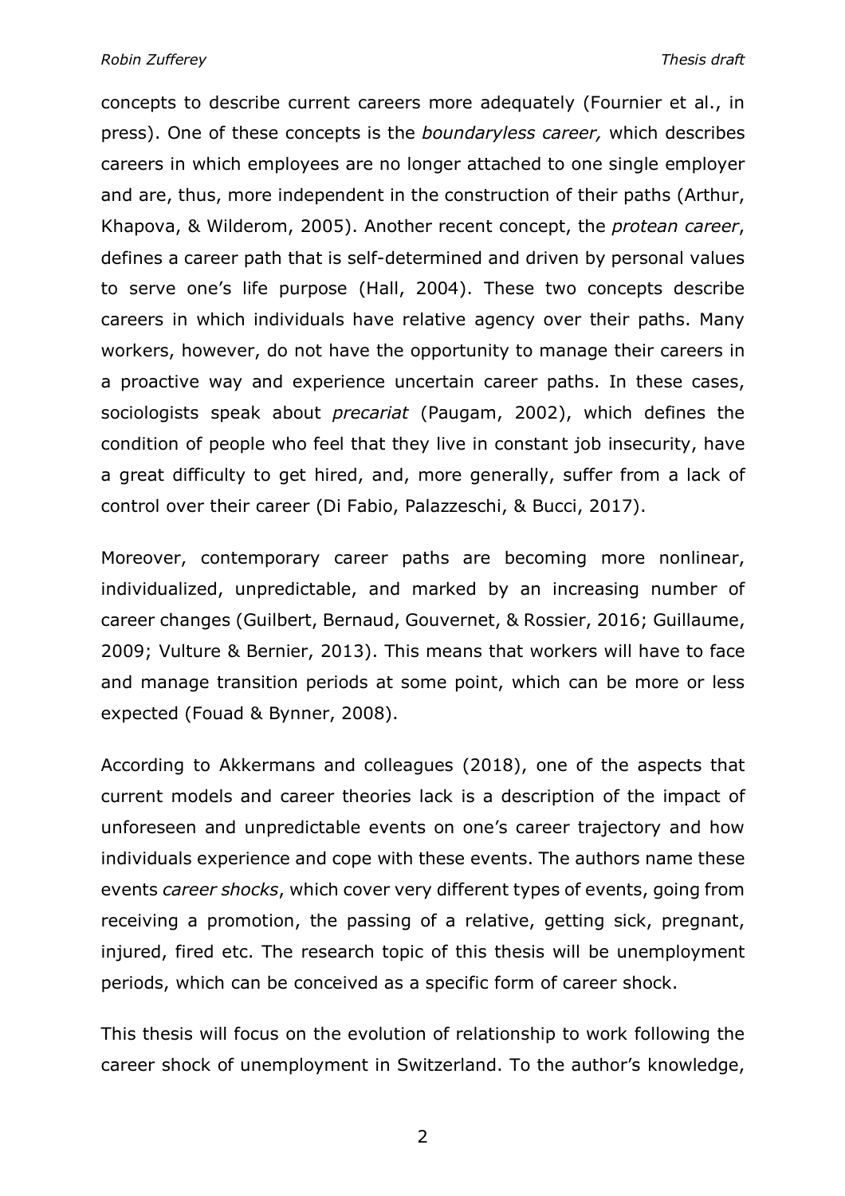concepts to describe current careers more adequately (Fournier et al., in press). One of these concepts is the *boundaryless career,* which describes careers in which employees are no longer attached to one single employer and are, thus, more independent in the construction of their paths (Arthur, Khapova, & Wilderom, 2005). Another recent concept, the *protean career*, defines a career path that is self-determined and driven by personal values to serve one's life purpose (Hall, 2004). These two concepts describe careers in which individuals have relative agency over their paths. Many workers, however, do not have the opportunity to manage their careers in a proactive way and experience uncertain career paths. In these cases, sociologists speak about *precariat* (Paugam, 2002), which defines the condition of people who feel that they live in constant job insecurity, have a great difficulty to get hired, and, more generally, suffer from a lack of control over their career (Di Fabio, Palazzeschi, & Bucci, 2017).

Moreover, contemporary career paths are becoming more nonlinear, individualized, unpredictable, and marked by an increasing number of career changes (Guilbert, Bernaud, Gouvernet, & Rossier, 2016; Guillaume, 2009; Vulture & Bernier, 2013). This means that workers will have to face and manage transition periods at some point, which can be more or less expected (Fouad & Bynner, 2008).

According to Akkermans and colleagues (2018), one of the aspects that current models and career theories lack is a description of the impact of unforeseen and unpredictable events on one's career trajectory and how individuals experience and cope with these events. The authors name these events *career shocks*, which cover very different types of events, going from receiving a promotion, the passing of a relative, getting sick, pregnant, injured, fired etc. The research topic of this thesis will be unemployment periods, which can be conceived as a specific form of career shock.

This thesis will focus on the evolution of relationship to work following the career shock of unemployment in Switzerland. To the author's knowledge,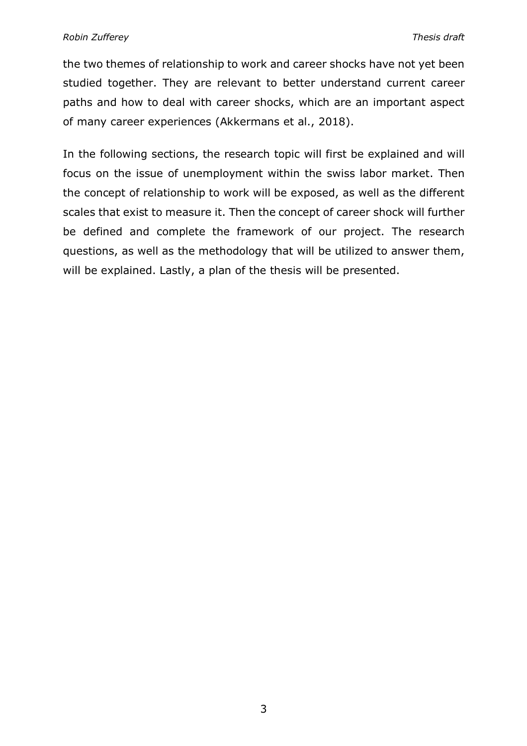the two themes of relationship to work and career shocks have not yet been studied together. They are relevant to better understand current career paths and how to deal with career shocks, which are an important aspect of many career experiences (Akkermans et al., 2018).

In the following sections, the research topic will first be explained and will focus on the issue of unemployment within the swiss labor market. Then the concept of relationship to work will be exposed, as well as the different scales that exist to measure it. Then the concept of career shock will further be defined and complete the framework of our project. The research questions, as well as the methodology that will be utilized to answer them, will be explained. Lastly, a plan of the thesis will be presented.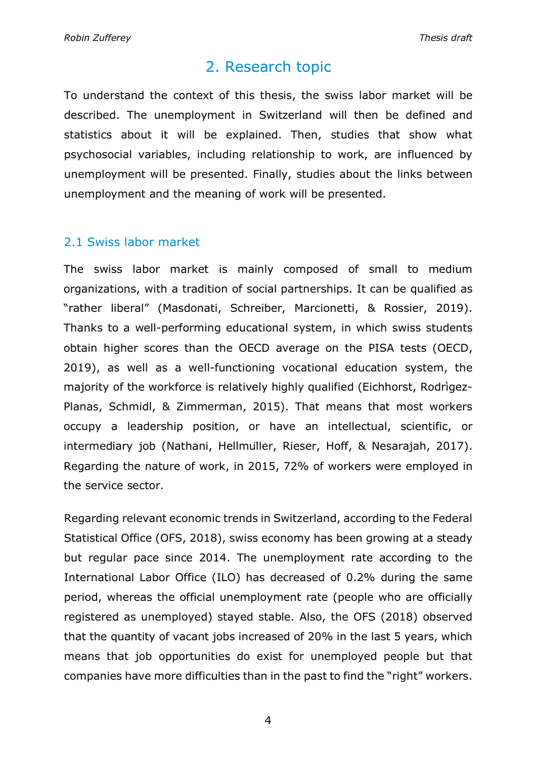# 2. Research topic

To understand the context of this thesis, the swiss labor market will be described. The unemployment in Switzerland will then be defined and statistics about it will be explained. Then, studies that show what psychosocial variables, including relationship to work, are influenced by unemployment will be presented. Finally, studies about the links between unemployment and the meaning of work will be presented.

## 2.1 Swiss labor market

The swiss labor market is mainly composed of small to medium organizations, with a tradition of social partnerships. It can be qualified as "rather liberal" (Masdonati, Schreiber, Marcionetti, & Rossier, 2019). Thanks to a well-performing educational system, in which swiss students obtain higher scores than the OECD average on the PISA tests (OECD, 2019), as well as a well-functioning vocational education system, the majority of the workforce is relatively highly qualified (Eichhorst, Rodrìgez-Planas, Schmidl, & Zimmerman, 2015). That means that most workers occupy a leadership position, or have an intellectual, scientific, or intermediary job (Nathani, Hellmüller, Rieser, Hoff, & Nesarajah, 2017). Regarding the nature of work, in 2015, 72% of workers were employed in the service sector.

Regarding relevant economic trends in Switzerland, according to the Federal Statistical Office (OFS, 2018), swiss economy has been growing at a steady but regular pace since 2014. The unemployment rate according to the International Labor Office (ILO) has decreased of 0.2% during the same period, whereas the official unemployment rate (people who are officially registered as unemployed) stayed stable. Also, the OFS (2018) observed that the quantity of vacant jobs increased of 20% in the last 5 years, which means that job opportunities do exist for unemployed people but that companies have more difficulties than in the past to find the "right" workers.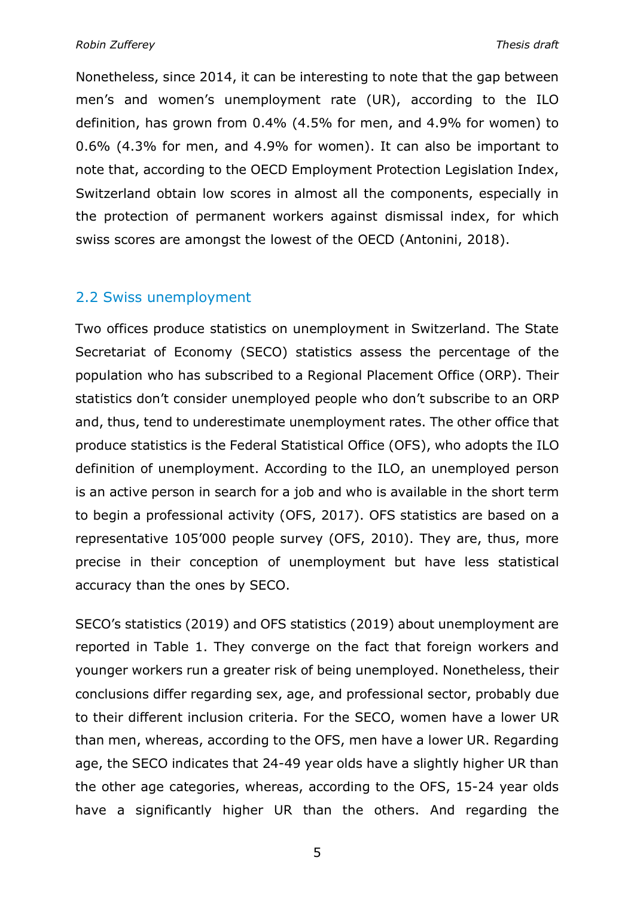Nonetheless, since 2014, it can be interesting to note that the gap between men's and women's unemployment rate (UR), according to the ILO definition, has grown from 0.4% (4.5% for men, and 4.9% for women) to 0.6% (4.3% for men, and 4.9% for women). It can also be important to note that, according to the OECD Employment Protection Legislation Index, Switzerland obtain low scores in almost all the components, especially in the protection of permanent workers against dismissal index, for which swiss scores are amongst the lowest of the OECD (Antonini, 2018).

## 2.2 Swiss unemployment

Two offices produce statistics on unemployment in Switzerland. The State Secretariat of Economy (SECO) statistics assess the percentage of the population who has subscribed to a Regional Placement Office (ORP). Their statistics don't consider unemployed people who don't subscribe to an ORP and, thus, tend to underestimate unemployment rates. The other office that produce statistics is the Federal Statistical Office (OFS), who adopts the ILO definition of unemployment. According to the ILO, an unemployed person is an active person in search for a job and who is available in the short term to begin a professional activity (OFS, 2017). OFS statistics are based on a representative 105'000 people survey (OFS, 2010). They are, thus, more precise in their conception of unemployment but have less statistical accuracy than the ones by SECO.

SECO's statistics (2019) and OFS statistics (2019) about unemployment are reported in Table 1. They converge on the fact that foreign workers and younger workers run a greater risk of being unemployed. Nonetheless, their conclusions differ regarding sex, age, and professional sector, probably due to their different inclusion criteria. For the SECO, women have a lower UR than men, whereas, according to the OFS, men have a lower UR. Regarding age, the SECO indicates that 24-49 year olds have a slightly higher UR than the other age categories, whereas, according to the OFS, 15-24 year olds have a significantly higher UR than the others. And regarding the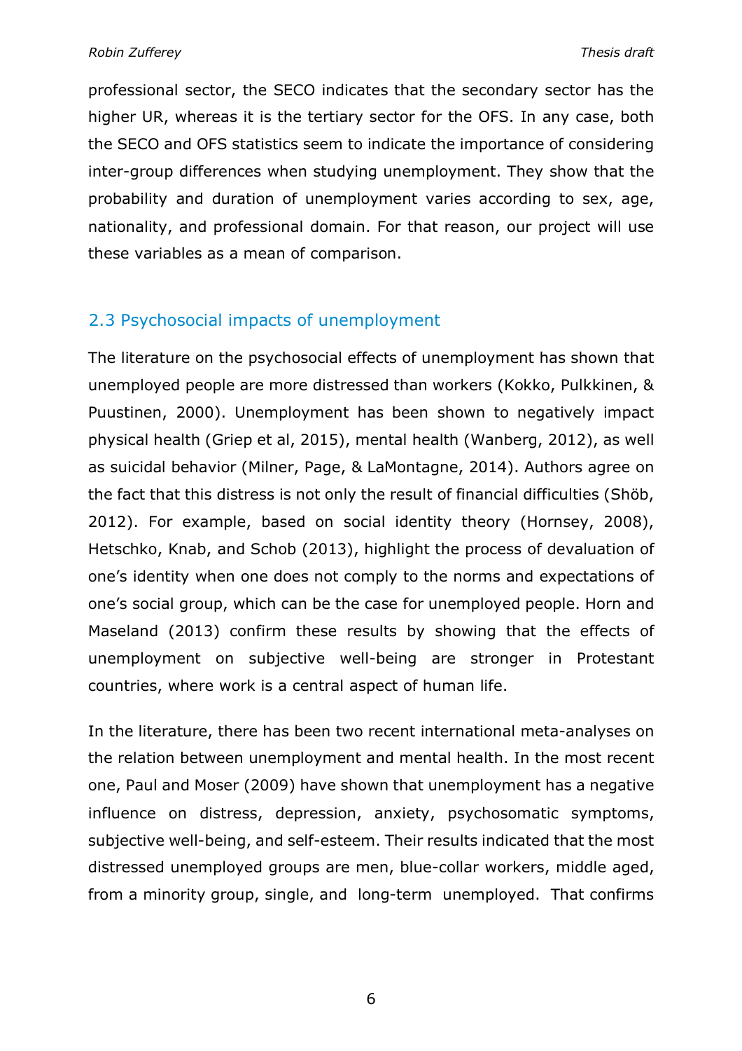professional sector, the SECO indicates that the secondary sector has the higher UR, whereas it is the tertiary sector for the OFS. In any case, both the SECO and OFS statistics seem to indicate the importance of considering inter-group differences when studying unemployment. They show that the probability and duration of unemployment varies according to sex, age, nationality, and professional domain. For that reason, our project will use these variables as a mean of comparison.

## 2.3 Psychosocial impacts of unemployment

The literature on the psychosocial effects of unemployment has shown that unemployed people are more distressed than workers (Kokko, Pulkkinen, & Puustinen, 2000). Unemployment has been shown to negatively impact physical health (Griep et al, 2015), mental health (Wanberg, 2012), as well as suicidal behavior (Milner, Page, & LaMontagne, 2014). Authors agree on the fact that this distress is not only the result of financial difficulties (Shöb, 2012). For example, based on social identity theory (Hornsey, 2008), Hetschko, Knab, and Schob (2013), highlight the process of devaluation of one's identity when one does not comply to the norms and expectations of one's social group, which can be the case for unemployed people. Horn and Maseland (2013) confirm these results by showing that the effects of unemployment on subjective well-being are stronger in Protestant countries, where work is a central aspect of human life.

In the literature, there has been two recent international meta-analyses on the relation between unemployment and mental health. In the most recent one, Paul and Moser (2009) have shown that unemployment has a negative influence on distress, depression, anxiety, psychosomatic symptoms, subjective well-being, and self-esteem. Their results indicated that the most distressed unemployed groups are men, blue-collar workers, middle aged, from a minority group, single, and long-term unemployed. That confirms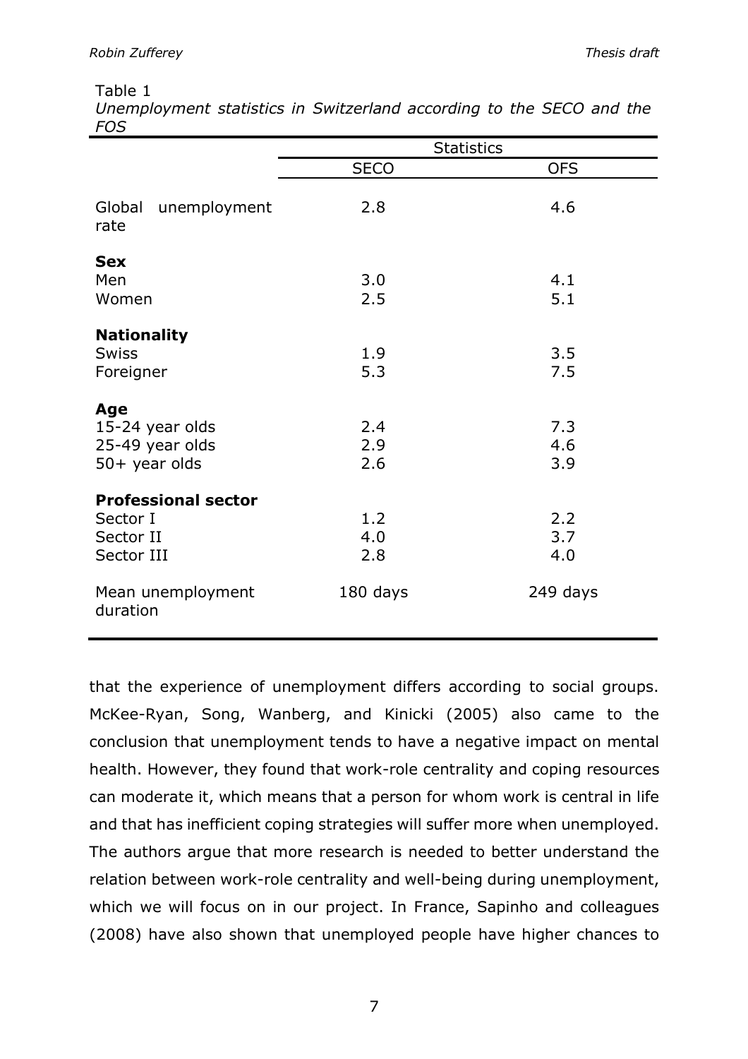Table 1

*Unemployment statistics in Switzerland according to the SECO and the FOS*

| | Statistics | |
|---|---|---|
| | SECO | OFS |
| Global unemployment rate | 2.8 | 4.6 |
| **Sex** | | |
| Men | 3.0 | 4.1 |
| Women | 2.5 | 5.1 |
| **Nationality** | | |
| Swiss | 1.9 | 3.5 |
| Foreigner | 5.3 | 7.5 |
| **Age** | | |
| 15-24 year olds | 2.4 | 7.3 |
| 25-49 year olds | 2.9 | 4.6 |
| 50+ year olds | 2.6 | 3.9 |
| **Professional sector** | | |
| Sector I | 1.2 | 2.2 |
| Sector II | 4.0 | 3.7 |
| Sector III | 2.8 | 4.0 |
| Mean unemployment duration | 180 days | 249 days |

that the experience of unemployment differs according to social groups. McKee-Ryan, Song, Wanberg, and Kinicki (2005) also came to the conclusion that unemployment tends to have a negative impact on mental health. However, they found that work-role centrality and coping resources can moderate it, which means that a person for whom work is central in life and that has inefficient coping strategies will suffer more when unemployed. The authors argue that more research is needed to better understand the relation between work-role centrality and well-being during unemployment, which we will focus on in our project. In France, Sapinho and colleagues (2008) have also shown that unemployed people have higher chances to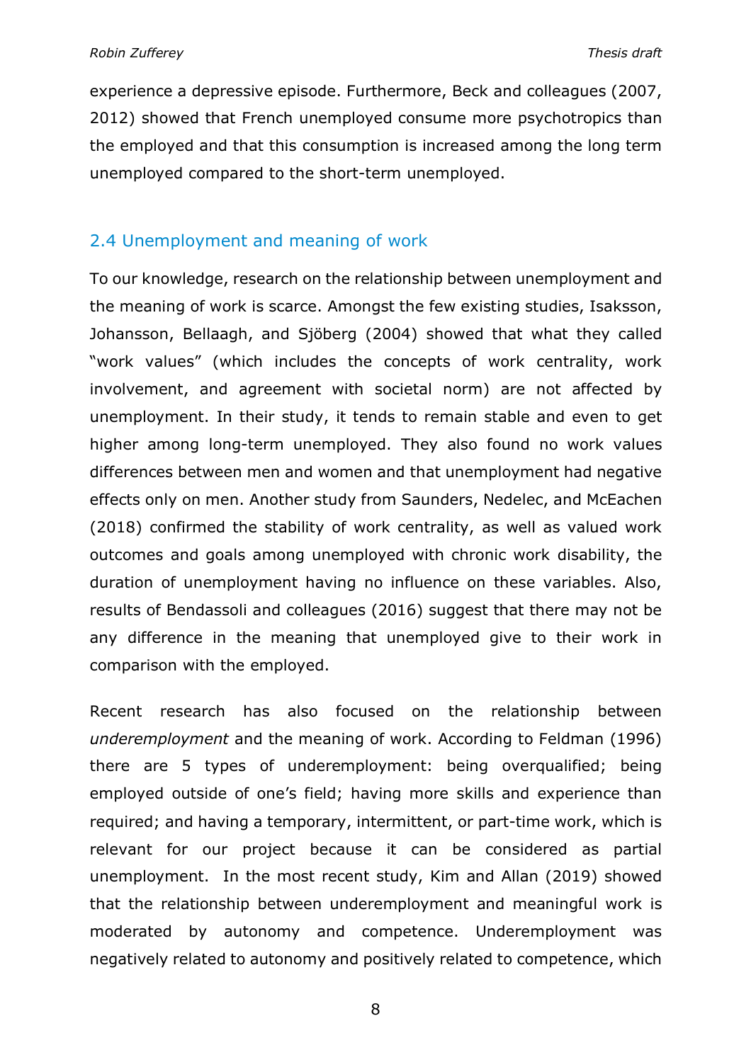experience a depressive episode. Furthermore, Beck and colleagues (2007, 2012) showed that French unemployed consume more psychotropics than the employed and that this consumption is increased among the long term unemployed compared to the short-term unemployed.

## 2.4 Unemployment and meaning of work

To our knowledge, research on the relationship between unemployment and the meaning of work is scarce. Amongst the few existing studies, Isaksson, Johansson, Bellaagh, and Sjöberg (2004) showed that what they called "work values" (which includes the concepts of work centrality, work involvement, and agreement with societal norm) are not affected by unemployment. In their study, it tends to remain stable and even to get higher among long-term unemployed. They also found no work values differences between men and women and that unemployment had negative effects only on men. Another study from Saunders, Nedelec, and McEachen (2018) confirmed the stability of work centrality, as well as valued work outcomes and goals among unemployed with chronic work disability, the duration of unemployment having no influence on these variables. Also, results of Bendassoli and colleagues (2016) suggest that there may not be any difference in the meaning that unemployed give to their work in comparison with the employed.

Recent research has also focused on the relationship between *underemployment* and the meaning of work. According to Feldman (1996) there are 5 types of underemployment: being overqualified; being employed outside of one's field; having more skills and experience than required; and having a temporary, intermittent, or part-time work, which is relevant for our project because it can be considered as partial unemployment. In the most recent study, Kim and Allan (2019) showed that the relationship between underemployment and meaningful work is moderated by autonomy and competence. Underemployment was negatively related to autonomy and positively related to competence, which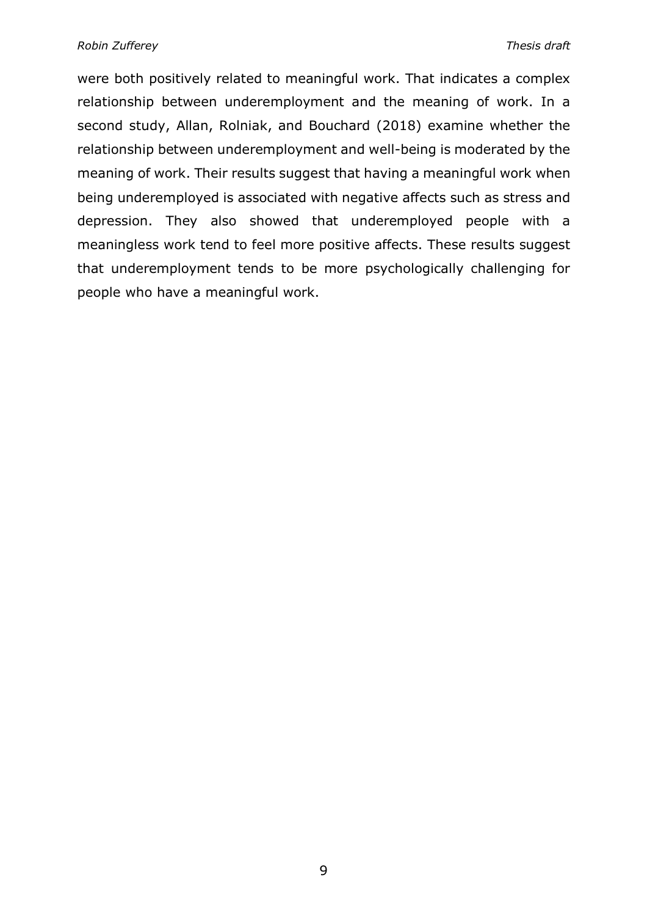were both positively related to meaningful work. That indicates a complex relationship between underemployment and the meaning of work. In a second study, Allan, Rolniak, and Bouchard (2018) examine whether the relationship between underemployment and well-being is moderated by the meaning of work. Their results suggest that having a meaningful work when being underemployed is associated with negative affects such as stress and depression. They also showed that underemployed people with a meaningless work tend to feel more positive affects. These results suggest that underemployment tends to be more psychologically challenging for people who have a meaningful work.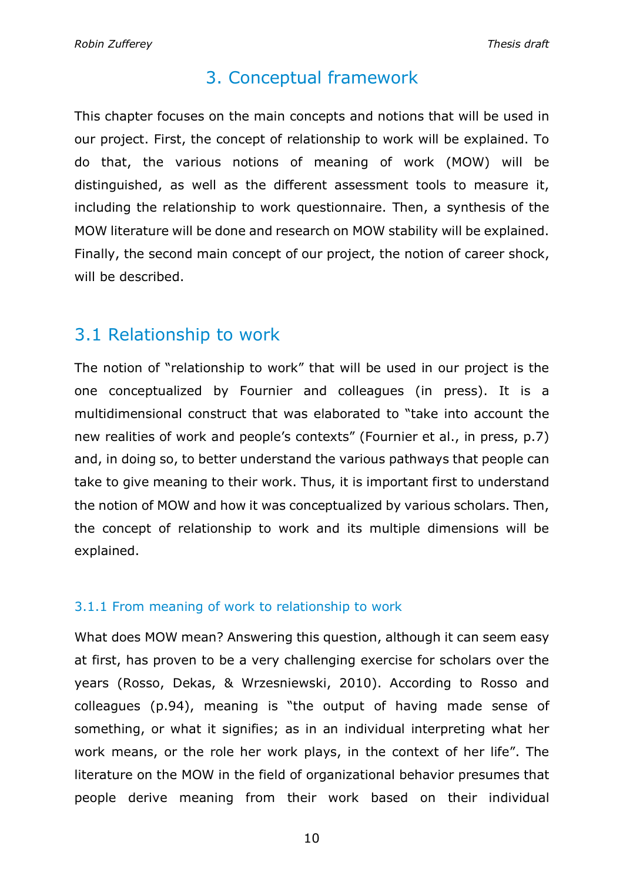# 3. Conceptual framework

This chapter focuses on the main concepts and notions that will be used in our project. First, the concept of relationship to work will be explained. To do that, the various notions of meaning of work (MOW) will be distinguished, as well as the different assessment tools to measure it, including the relationship to work questionnaire. Then, a synthesis of the MOW literature will be done and research on MOW stability will be explained. Finally, the second main concept of our project, the notion of career shock, will be described.

## 3.1 Relationship to work

The notion of "relationship to work" that will be used in our project is the one conceptualized by Fournier and colleagues (in press). It is a multidimensional construct that was elaborated to "take into account the new realities of work and people's contexts" (Fournier et al., in press, p.7) and, in doing so, to better understand the various pathways that people can take to give meaning to their work. Thus, it is important first to understand the notion of MOW and how it was conceptualized by various scholars. Then, the concept of relationship to work and its multiple dimensions will be explained.

### 3.1.1 From meaning of work to relationship to work

What does MOW mean? Answering this question, although it can seem easy at first, has proven to be a very challenging exercise for scholars over the years (Rosso, Dekas, & Wrzesniewski, 2010). According to Rosso and colleagues (p.94), meaning is "the output of having made sense of something, or what it signifies; as in an individual interpreting what her work means, or the role her work plays, in the context of her life". The literature on the MOW in the field of organizational behavior presumes that people derive meaning from their work based on their individual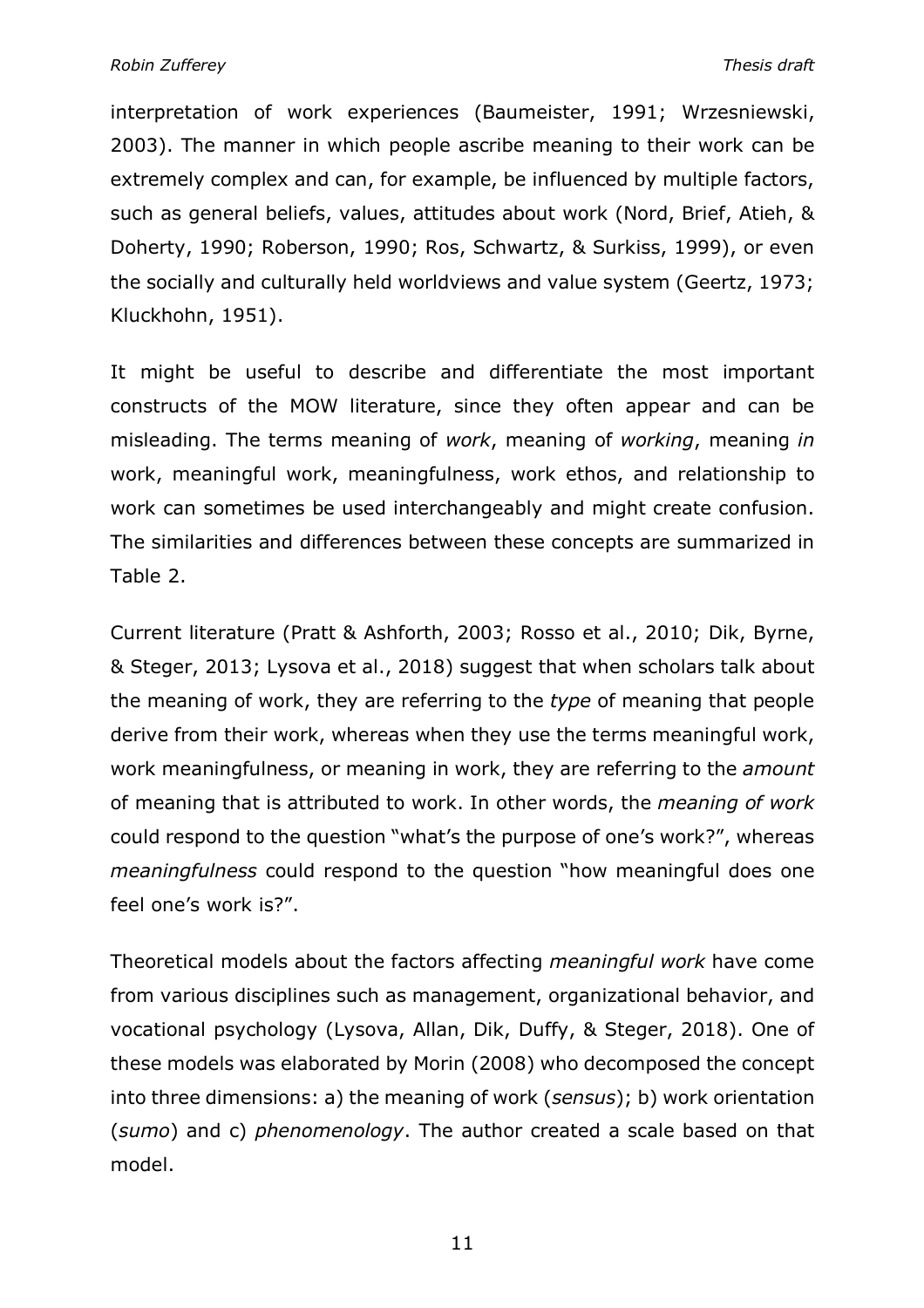interpretation of work experiences (Baumeister, 1991; Wrzesniewski, 2003). The manner in which people ascribe meaning to their work can be extremely complex and can, for example, be influenced by multiple factors, such as general beliefs, values, attitudes about work (Nord, Brief, Atieh, & Doherty, 1990; Roberson, 1990; Ros, Schwartz, & Surkiss, 1999), or even the socially and culturally held worldviews and value system (Geertz, 1973; Kluckhohn, 1951).

It might be useful to describe and differentiate the most important constructs of the MOW literature, since they often appear and can be misleading. The terms meaning of *work*, meaning of *working*, meaning *in* work, meaningful work, meaningfulness, work ethos, and relationship to work can sometimes be used interchangeably and might create confusion. The similarities and differences between these concepts are summarized in Table 2.

Current literature (Pratt & Ashforth, 2003; Rosso et al., 2010; Dik, Byrne, & Steger, 2013; Lysova et al., 2018) suggest that when scholars talk about the meaning of work, they are referring to the *type* of meaning that people derive from their work, whereas when they use the terms meaningful work, work meaningfulness, or meaning in work, they are referring to the *amount* of meaning that is attributed to work. In other words, the *meaning of work* could respond to the question "what's the purpose of one's work?", whereas *meaningfulness* could respond to the question "how meaningful does one feel one's work is?".

Theoretical models about the factors affecting *meaningful work* have come from various disciplines such as management, organizational behavior, and vocational psychology (Lysova, Allan, Dik, Duffy, & Steger, 2018). One of these models was elaborated by Morin (2008) who decomposed the concept into three dimensions: a) the meaning of work (*sensus*); b) work orientation (*sumo*) and c) *phenomenology*. The author created a scale based on that model.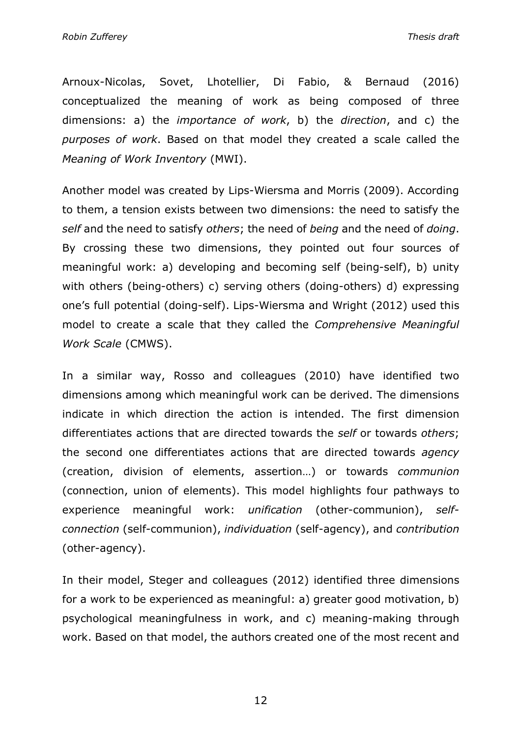Arnoux-Nicolas, Sovet, Lhotellier, Di Fabio, & Bernaud (2016) conceptualized the meaning of work as being composed of three dimensions: a) the *importance of work*, b) the *direction*, and c) the *purposes of work*. Based on that model they created a scale called the *Meaning of Work Inventory* (MWI).

Another model was created by Lips-Wiersma and Morris (2009). According to them, a tension exists between two dimensions: the need to satisfy the *self* and the need to satisfy *others*; the need of *being* and the need of *doing*. By crossing these two dimensions, they pointed out four sources of meaningful work: a) developing and becoming self (being-self), b) unity with others (being-others) c) serving others (doing-others) d) expressing one's full potential (doing-self). Lips-Wiersma and Wright (2012) used this model to create a scale that they called the *Comprehensive Meaningful Work Scale* (CMWS).

In a similar way, Rosso and colleagues (2010) have identified two dimensions among which meaningful work can be derived. The dimensions indicate in which direction the action is intended. The first dimension differentiates actions that are directed towards the *self* or towards *others*; the second one differentiates actions that are directed towards *agency* (creation, division of elements, assertion…) or towards *communion* (connection, union of elements). This model highlights four pathways to experience meaningful work: *unification* (other-communion), *self-connection* (self-communion), *individuation* (self-agency), and *contribution* (other-agency).

In their model, Steger and colleagues (2012) identified three dimensions for a work to be experienced as meaningful: a) greater good motivation, b) psychological meaningfulness in work, and c) meaning-making through work. Based on that model, the authors created one of the most recent and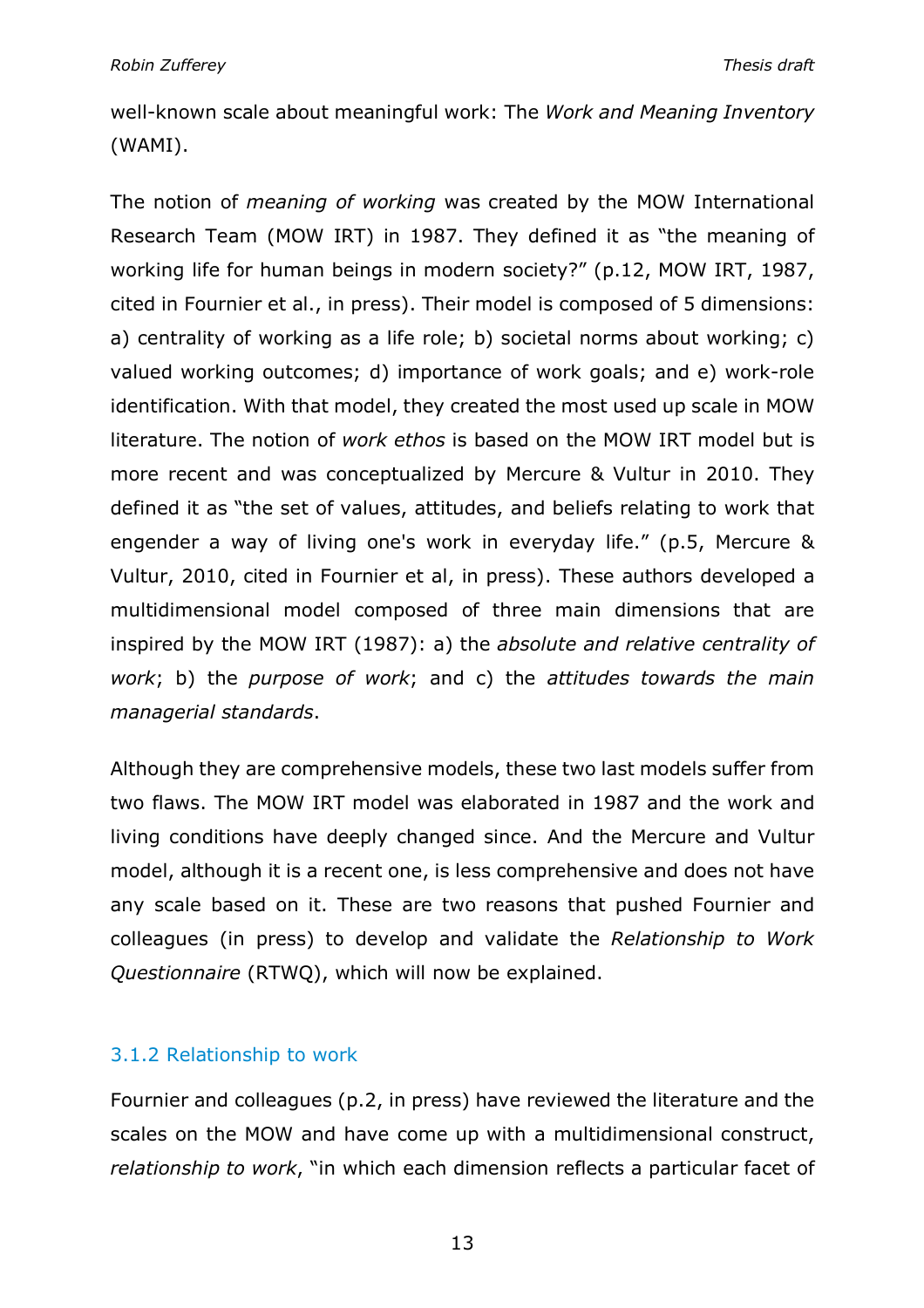well-known scale about meaningful work: The *Work and Meaning Inventory* (WAMI).

The notion of *meaning of working* was created by the MOW International Research Team (MOW IRT) in 1987. They defined it as "the meaning of working life for human beings in modern society?" (p.12, MOW IRT, 1987, cited in Fournier et al., in press). Their model is composed of 5 dimensions: a) centrality of working as a life role; b) societal norms about working; c) valued working outcomes; d) importance of work goals; and e) work-role identification. With that model, they created the most used up scale in MOW literature. The notion of *work ethos* is based on the MOW IRT model but is more recent and was conceptualized by Mercure & Vultur in 2010. They defined it as "the set of values, attitudes, and beliefs relating to work that engender a way of living one's work in everyday life." (p.5, Mercure & Vultur, 2010, cited in Fournier et al, in press). These authors developed a multidimensional model composed of three main dimensions that are inspired by the MOW IRT (1987): a) the *absolute and relative centrality of work*; b) the *purpose of work*; and c) the *attitudes towards the main managerial standards*.

Although they are comprehensive models, these two last models suffer from two flaws. The MOW IRT model was elaborated in 1987 and the work and living conditions have deeply changed since. And the Mercure and Vultur model, although it is a recent one, is less comprehensive and does not have any scale based on it. These are two reasons that pushed Fournier and colleagues (in press) to develop and validate the *Relationship to Work Questionnaire* (RTWQ), which will now be explained.

### 3.1.2 Relationship to work

Fournier and colleagues (p.2, in press) have reviewed the literature and the scales on the MOW and have come up with a multidimensional construct, *relationship to work*, "in which each dimension reflects a particular facet of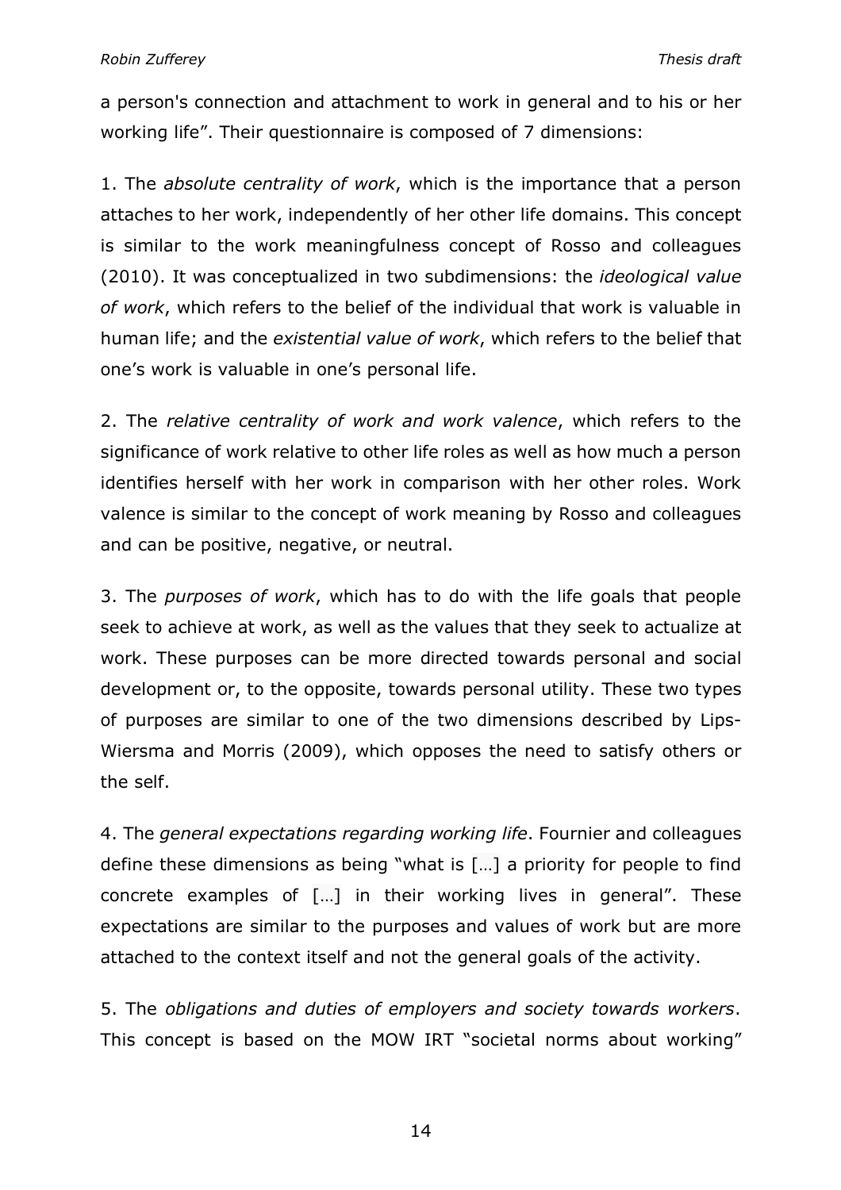a person's connection and attachment to work in general and to his or her working life". Their questionnaire is composed of 7 dimensions:

1. The *absolute centrality of work*, which is the importance that a person attaches to her work, independently of her other life domains. This concept is similar to the work meaningfulness concept of Rosso and colleagues (2010). It was conceptualized in two subdimensions: the *ideological value of work*, which refers to the belief of the individual that work is valuable in human life; and the *existential value of work*, which refers to the belief that one's work is valuable in one's personal life.

2. The *relative centrality of work and work valence*, which refers to the significance of work relative to other life roles as well as how much a person identifies herself with her work in comparison with her other roles. Work valence is similar to the concept of work meaning by Rosso and colleagues and can be positive, negative, or neutral.

3. The *purposes of work*, which has to do with the life goals that people seek to achieve at work, as well as the values that they seek to actualize at work. These purposes can be more directed towards personal and social development or, to the opposite, towards personal utility. These two types of purposes are similar to one of the two dimensions described by Lips-Wiersma and Morris (2009), which opposes the need to satisfy others or the self.

4. The *general expectations regarding working life*. Fournier and colleagues define these dimensions as being "what is […] a priority for people to find concrete examples of […] in their working lives in general". These expectations are similar to the purposes and values of work but are more attached to the context itself and not the general goals of the activity.

5. The *obligations and duties of employers and society towards workers*. This concept is based on the MOW IRT "societal norms about working"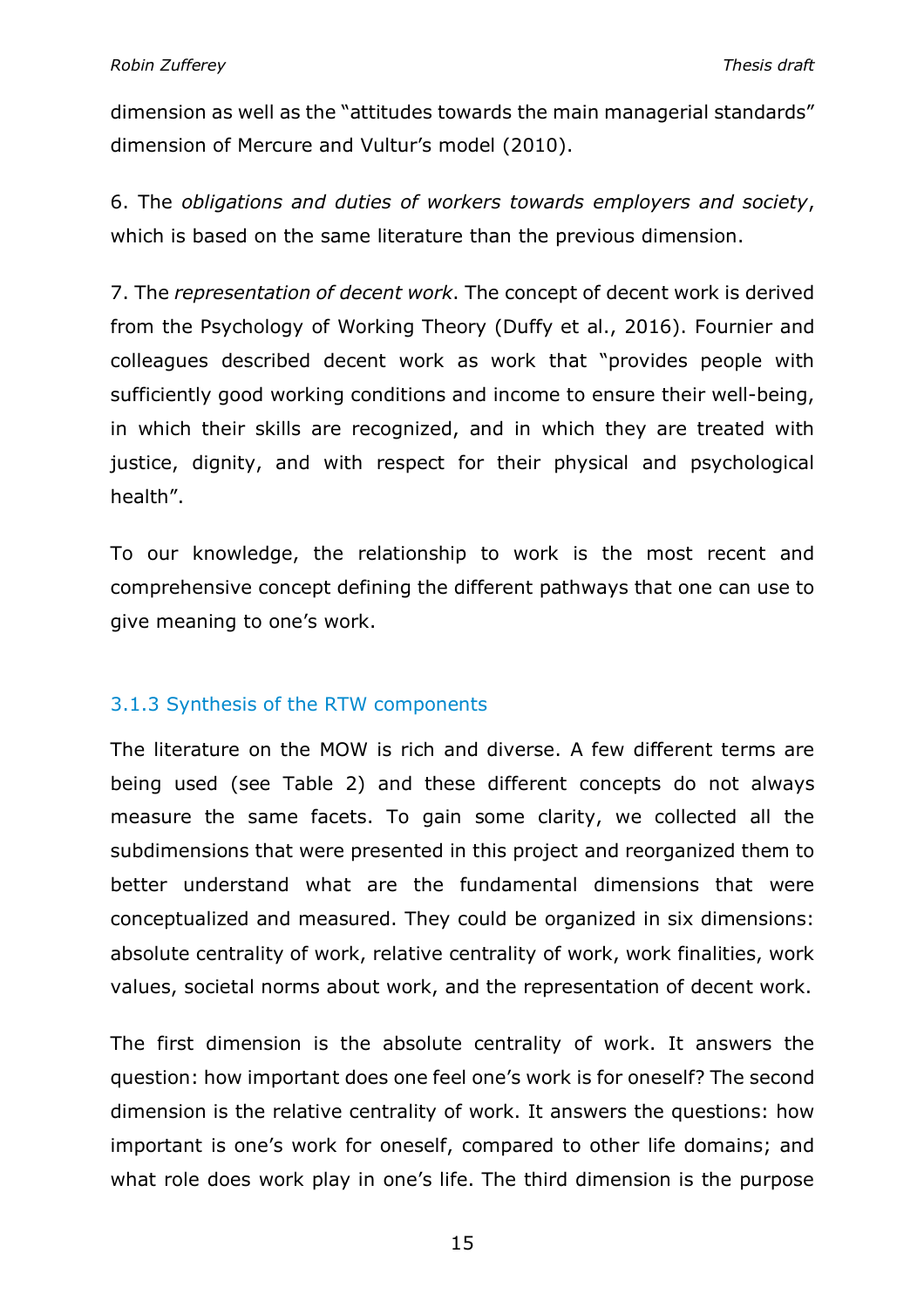dimension as well as the “attitudes towards the main managerial standards” dimension of Mercure and Vultur’s model (2010).

6. The *obligations and duties of workers towards employers and society*, which is based on the same literature than the previous dimension.

7. The *representation of decent work*. The concept of decent work is derived from the Psychology of Working Theory (Duffy et al., 2016). Fournier and colleagues described decent work as work that “provides people with sufficiently good working conditions and income to ensure their well-being, in which their skills are recognized, and in which they are treated with justice, dignity, and with respect for their physical and psychological health”.

To our knowledge, the relationship to work is the most recent and comprehensive concept defining the different pathways that one can use to give meaning to one’s work.

### 3.1.3 Synthesis of the RTW components

The literature on the MOW is rich and diverse. A few different terms are being used (see Table 2) and these different concepts do not always measure the same facets. To gain some clarity, we collected all the subdimensions that were presented in this project and reorganized them to better understand what are the fundamental dimensions that were conceptualized and measured. They could be organized in six dimensions: absolute centrality of work, relative centrality of work, work finalities, work values, societal norms about work, and the representation of decent work.

The first dimension is the absolute centrality of work. It answers the question: how important does one feel one’s work is for oneself? The second dimension is the relative centrality of work. It answers the questions: how important is one’s work for oneself, compared to other life domains; and what role does work play in one’s life. The third dimension is the purpose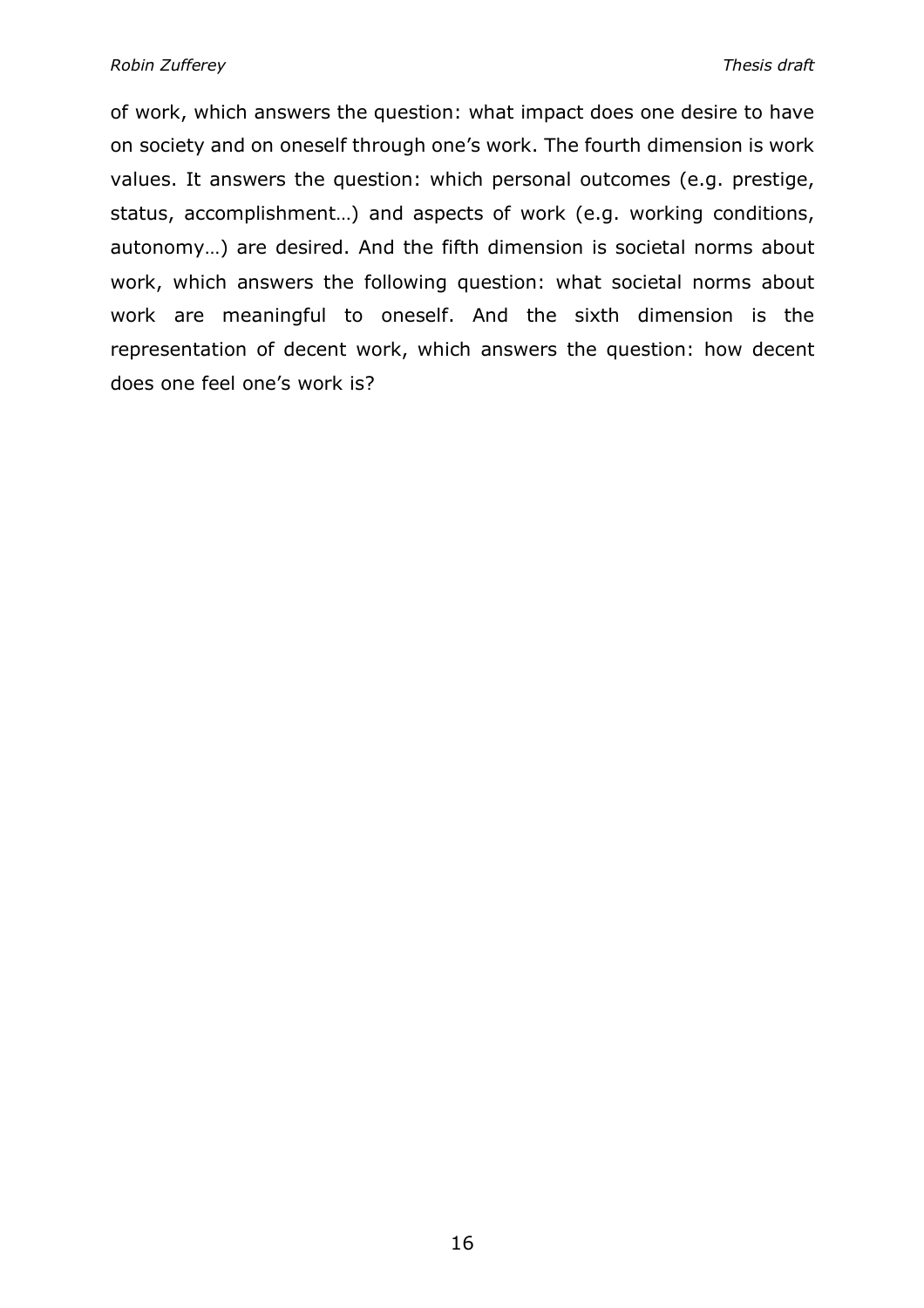of work, which answers the question: what impact does one desire to have on society and on oneself through one's work. The fourth dimension is work values. It answers the question: which personal outcomes (e.g. prestige, status, accomplishment…) and aspects of work (e.g. working conditions, autonomy…) are desired. And the fifth dimension is societal norms about work, which answers the following question: what societal norms about work are meaningful to oneself. And the sixth dimension is the representation of decent work, which answers the question: how decent does one feel one's work is?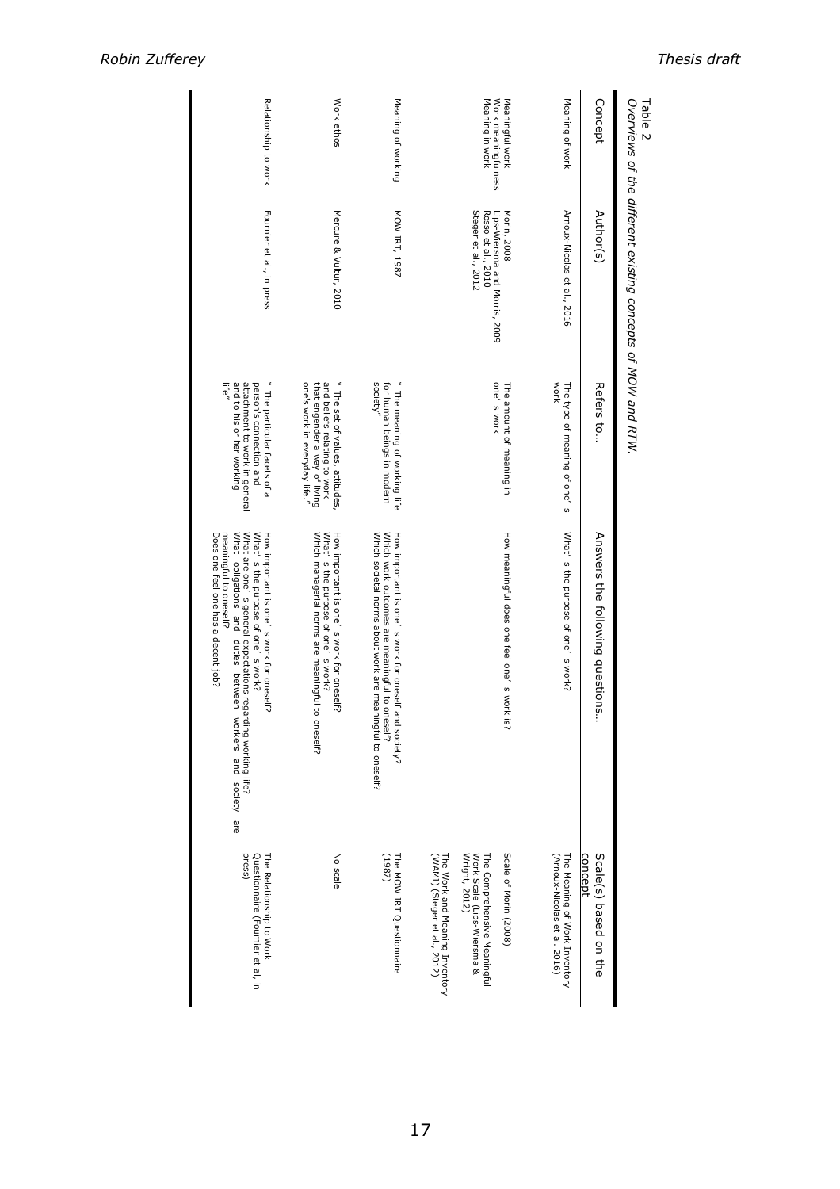Table 2
*Overviews of the different existing concepts of MOW and RTW.*

| Concept | Author(s) | Refers to… | Answers the following questions… | Scale(s) based on the concept |
|---|---|---|---|---|
| Meaning of work | Arnoux-Nicolas et al., 2016 | The type of meaning of one' s work | What' s the purpose of one' s work? | The Meaning of Work Inventory (Arnoux-Nicolas et al. 2016) |
| Meaningful work<br>Work meaningfulness<br>Meaning in work | Morin, 2008<br>Lips-Wiersma and Morris, 2009<br>Rosso et al., 2010<br>Steger et al., 2012 | The amount of meaning in one' s work | How meaningful does one feel one' s work is? | Scale of Morin (2008)<br>The Comprehensive Meaningful Work Scale (Lips-Wiersma & Wright, 2012)<br>The Work and Meaning Inventory (WAMI) (Steger et al., 2012) |
| Meaning of working | MOW IRT, 1987 | " The meaning of working life for human beings in modern society" | How important is one' s work for oneself and society?<br>Which work outcomes are meaningful to oneself?<br>Which societal norms about work are meaningful to oneself? | The MOW IRT Questionnaire (1987) |
| Work ethos | Mercure & Vultur, 2010 | " The set of values, attitudes, and beliefs relating to work that engender a way of living one's work in everyday life." | How important is one' s work for oneself?<br>What' s the purpose of one' s work?<br>Which managerial norms are meaningful to oneself? | No scale |
| Relationship to work | Fournier et al., in press | " The particular facets of a person's connection and attachment to work in general and to his or her working life" | How important is one' s work for oneself?<br>What' s the purpose of one' s work?<br>What are one' s general expectations regarding working life?<br>What obligations and duties between workers and society are meaningful to oneself?<br>Does one feel one has a decent job? | The Relationship to Work Questionnaire (Fournier et al, in press) |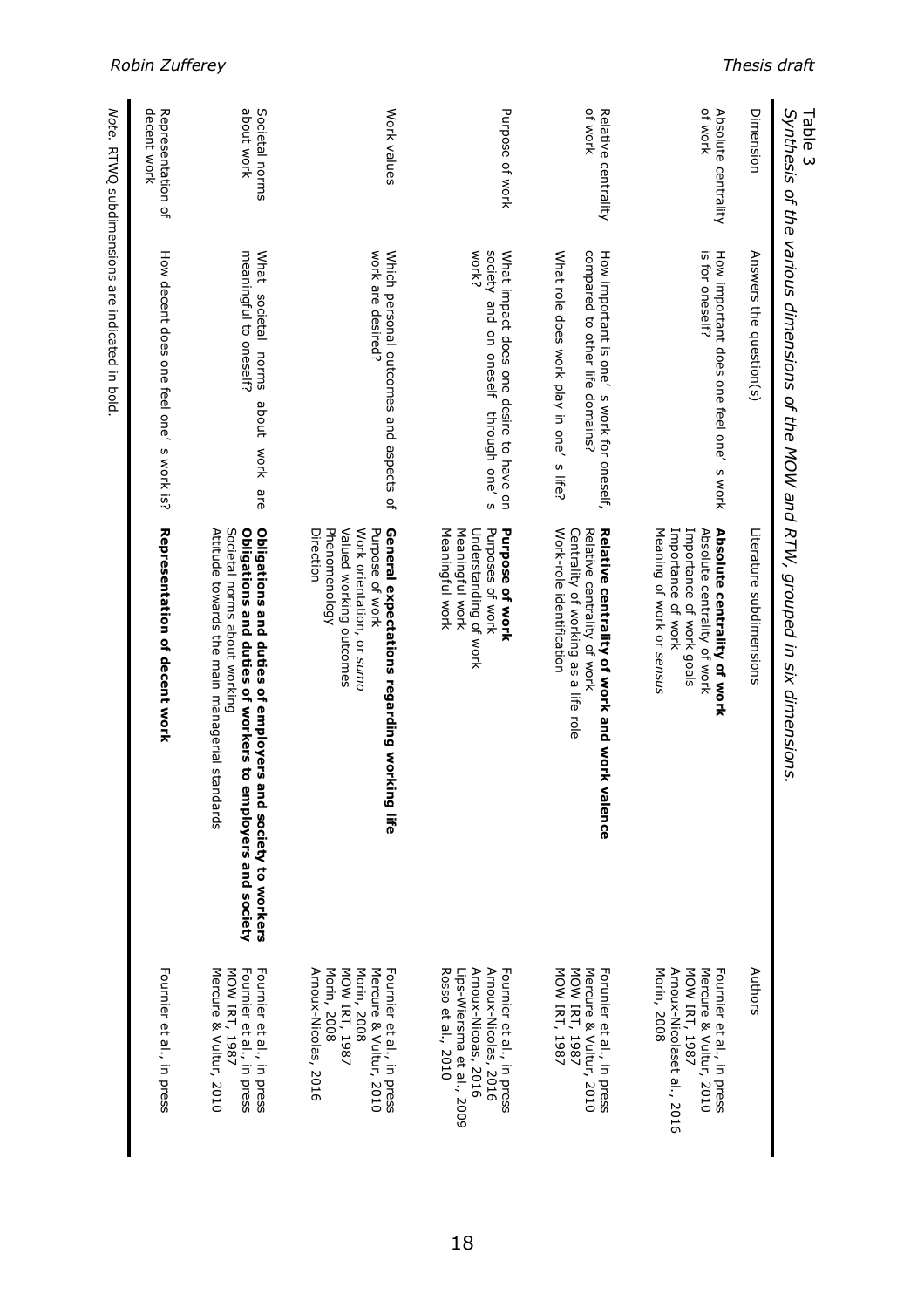Table 3
*Synthesis of the various dimensions of the MOW and RTW, grouped in six dimensions.*

| Dimension | Answers the question(s) | Literature subdimensions | Authors |
|---|---|---|---|
| Absolute centrality of work | How important does one feel one' s work is for oneself? | **Absolute centrality of work**<br>Absolute centrality of work<br>Importance of work goals<br>Importance of work<br>Meaning of work or *sensus* | Fournier et al., in press<br>Mercure & Vultur, 2010<br>MOW IRT, 1987<br>Arnoux-Nicolaset al., 2016<br>Morin, 2008 |
| Relative centrality of work | How important is one' s work for oneself, compared to other life domains?<br>What role does work play in one' s life? | **Relative centrality of work and work valence**<br>Relative centrality of work<br>Centrality of working as a life role<br>Work-role identification | Forunier et al., in press<br>Mercure & Vultur, 2010<br>MOW IRT, 1987<br>MOW IRT, 1987 |
| Purpose of work | What impact does one desire to have on society and on oneself through one' s work? | **Purpose of work**<br>Purposes of work<br>Understanding of work<br>Meaningful work<br>Meaningful work | Fournier et al., in press<br>Arnoux-Nicolas, 2016<br>Arnoux-Nicoas, 2016<br>Lips-Wiersma et al., 2009<br>Rosso et al., 2010 |
| Work values | Which personal outcomes and aspects of work are desired? | **General expectations regarding working life**<br>Purpose of work<br>Work orientation, or *sumo*<br>Valued working outcomes<br>Phenomenology<br>Direction | Fournier et al., in press<br>Mercure & Vultur, 2010<br>Morin, 2008<br>MOW IRT, 1987<br>Morin, 2008<br>Arnoux-Nicolas, 2016 |
| Societal norms about work | What societal norms about work are meaningful to oneself? | **Obligations and duties of employers and society to workers**<br>**Obligations and duties of workers to employers and society**<br>Societal norms about working<br>Attitude towards the main managerial standards | Fournier et al., in press<br>Fournier et al., in press<br>MOW IRT, 1987<br>Mercure & Vultur, 2010 |
| Representation of decent work | How decent does one feel one' s work is? | **Representation of decent work** | Fournier et al., in press |

*Note.* RTWQ subdimensions are indicated in bold.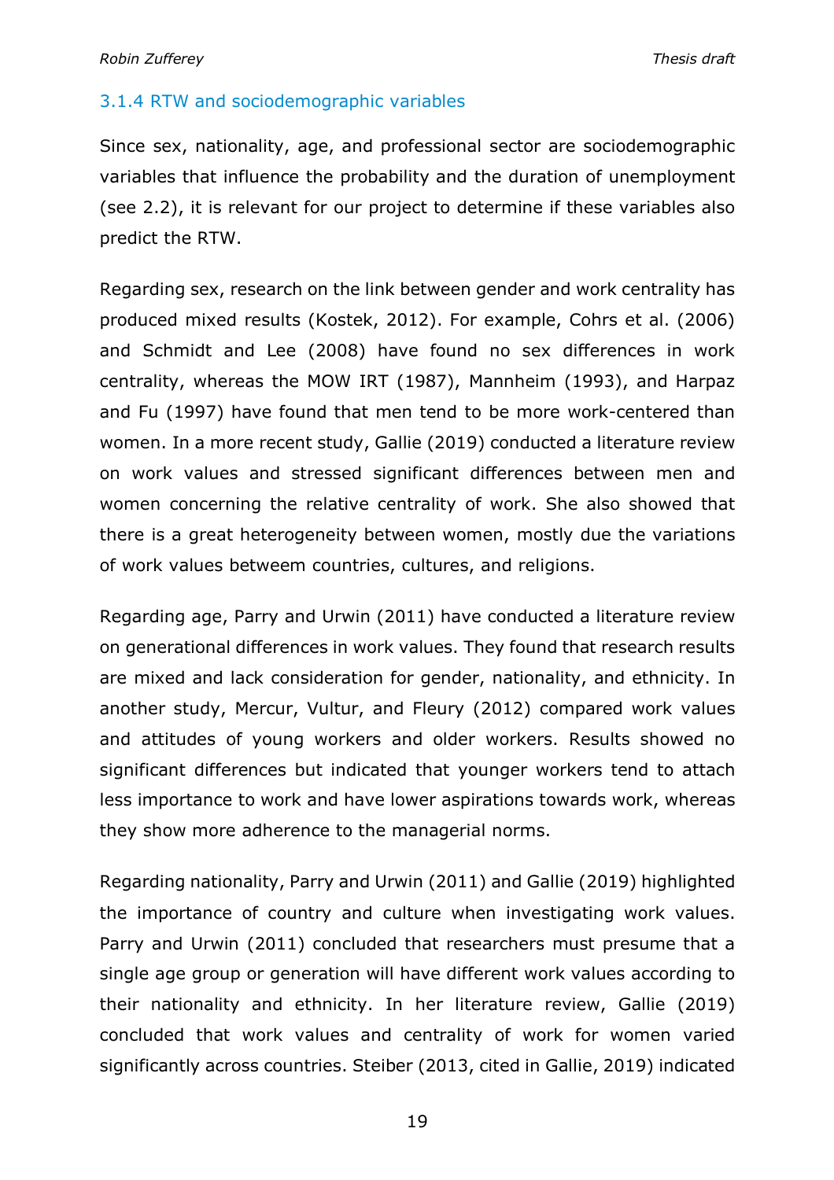### 3.1.4 RTW and sociodemographic variables

Since sex, nationality, age, and professional sector are sociodemographic variables that influence the probability and the duration of unemployment (see 2.2), it is relevant for our project to determine if these variables also predict the RTW.

Regarding sex, research on the link between gender and work centrality has produced mixed results (Kostek, 2012). For example, Cohrs et al. (2006) and Schmidt and Lee (2008) have found no sex differences in work centrality, whereas the MOW IRT (1987), Mannheim (1993), and Harpaz and Fu (1997) have found that men tend to be more work-centered than women. In a more recent study, Gallie (2019) conducted a literature review on work values and stressed significant differences between men and women concerning the relative centrality of work. She also showed that there is a great heterogeneity between women, mostly due the variations of work values betweem countries, cultures, and religions.

Regarding age, Parry and Urwin (2011) have conducted a literature review on generational differences in work values. They found that research results are mixed and lack consideration for gender, nationality, and ethnicity. In another study, Mercur, Vultur, and Fleury (2012) compared work values and attitudes of young workers and older workers. Results showed no significant differences but indicated that younger workers tend to attach less importance to work and have lower aspirations towards work, whereas they show more adherence to the managerial norms.

Regarding nationality, Parry and Urwin (2011) and Gallie (2019) highlighted the importance of country and culture when investigating work values. Parry and Urwin (2011) concluded that researchers must presume that a single age group or generation will have different work values according to their nationality and ethnicity. In her literature review, Gallie (2019) concluded that work values and centrality of work for women varied significantly across countries. Steiber (2013, cited in Gallie, 2019) indicated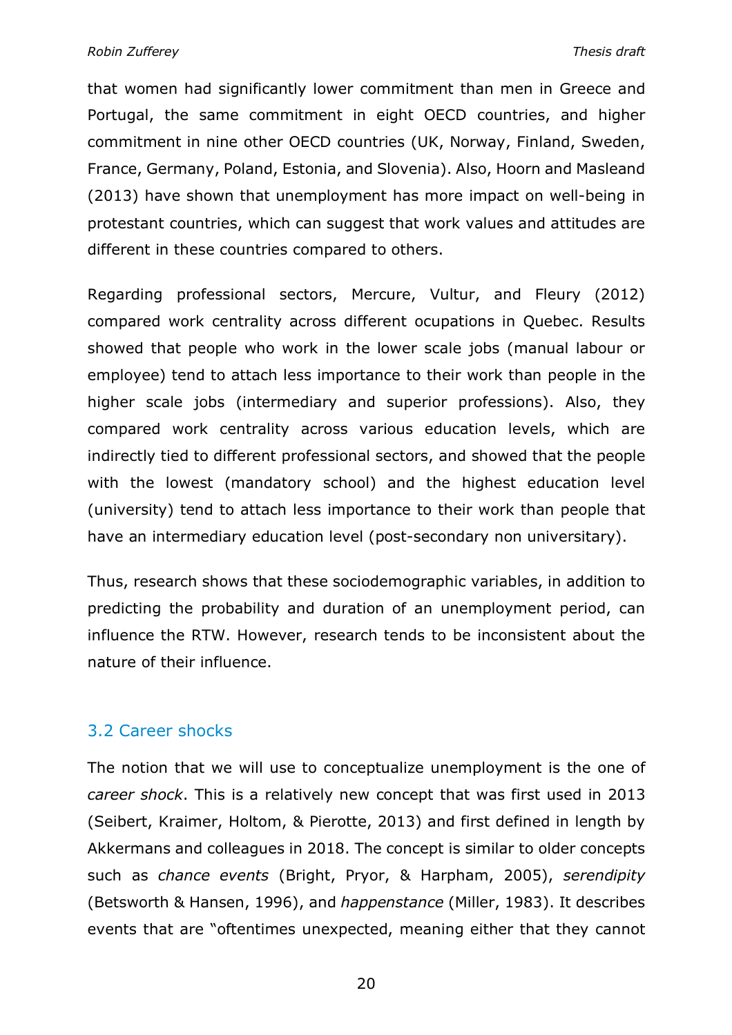that women had significantly lower commitment than men in Greece and Portugal, the same commitment in eight OECD countries, and higher commitment in nine other OECD countries (UK, Norway, Finland, Sweden, France, Germany, Poland, Estonia, and Slovenia). Also, Hoorn and Masleand (2013) have shown that unemployment has more impact on well-being in protestant countries, which can suggest that work values and attitudes are different in these countries compared to others.

Regarding professional sectors, Mercure, Vultur, and Fleury (2012) compared work centrality across different ocupations in Quebec. Results showed that people who work in the lower scale jobs (manual labour or employee) tend to attach less importance to their work than people in the higher scale jobs (intermediary and superior professions). Also, they compared work centrality across various education levels, which are indirectly tied to different professional sectors, and showed that the people with the lowest (mandatory school) and the highest education level (university) tend to attach less importance to their work than people that have an intermediary education level (post-secondary non universitary).

Thus, research shows that these sociodemographic variables, in addition to predicting the probability and duration of an unemployment period, can influence the RTW. However, research tends to be inconsistent about the nature of their influence.

## 3.2 Career shocks

The notion that we will use to conceptualize unemployment is the one of *career shock*. This is a relatively new concept that was first used in 2013 (Seibert, Kraimer, Holtom, & Pierotte, 2013) and first defined in length by Akkermans and colleagues in 2018. The concept is similar to older concepts such as *chance events* (Bright, Pryor, & Harpham, 2005), *serendipity* (Betsworth & Hansen, 1996), and *happenstance* (Miller, 1983). It describes events that are "oftentimes unexpected, meaning either that they cannot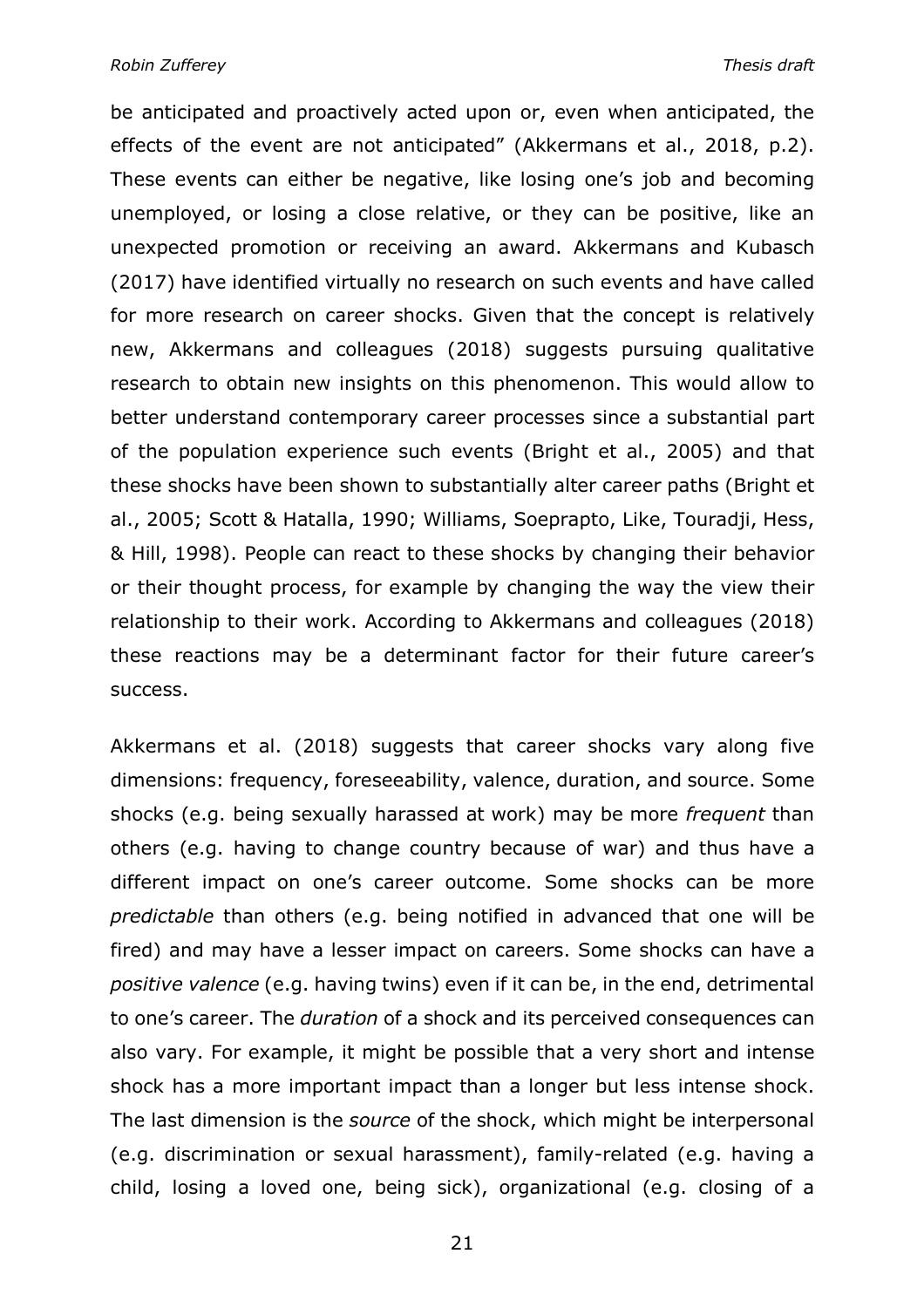be anticipated and proactively acted upon or, even when anticipated, the effects of the event are not anticipated" (Akkermans et al., 2018, p.2). These events can either be negative, like losing one's job and becoming unemployed, or losing a close relative, or they can be positive, like an unexpected promotion or receiving an award. Akkermans and Kubasch (2017) have identified virtually no research on such events and have called for more research on career shocks. Given that the concept is relatively new, Akkermans and colleagues (2018) suggests pursuing qualitative research to obtain new insights on this phenomenon. This would allow to better understand contemporary career processes since a substantial part of the population experience such events (Bright et al., 2005) and that these shocks have been shown to substantially alter career paths (Bright et al., 2005; Scott & Hatalla, 1990; Williams, Soeprapto, Like, Touradji, Hess, & Hill, 1998). People can react to these shocks by changing their behavior or their thought process, for example by changing the way the view their relationship to their work. According to Akkermans and colleagues (2018) these reactions may be a determinant factor for their future career's success.

Akkermans et al. (2018) suggests that career shocks vary along five dimensions: frequency, foreseeability, valence, duration, and source. Some shocks (e.g. being sexually harassed at work) may be more *frequent* than others (e.g. having to change country because of war) and thus have a different impact on one's career outcome. Some shocks can be more *predictable* than others (e.g. being notified in advanced that one will be fired) and may have a lesser impact on careers. Some shocks can have a *positive valence* (e.g. having twins) even if it can be, in the end, detrimental to one's career. The *duration* of a shock and its perceived consequences can also vary. For example, it might be possible that a very short and intense shock has a more important impact than a longer but less intense shock. The last dimension is the *source* of the shock, which might be interpersonal (e.g. discrimination or sexual harassment), family-related (e.g. having a child, losing a loved one, being sick), organizational (e.g. closing of a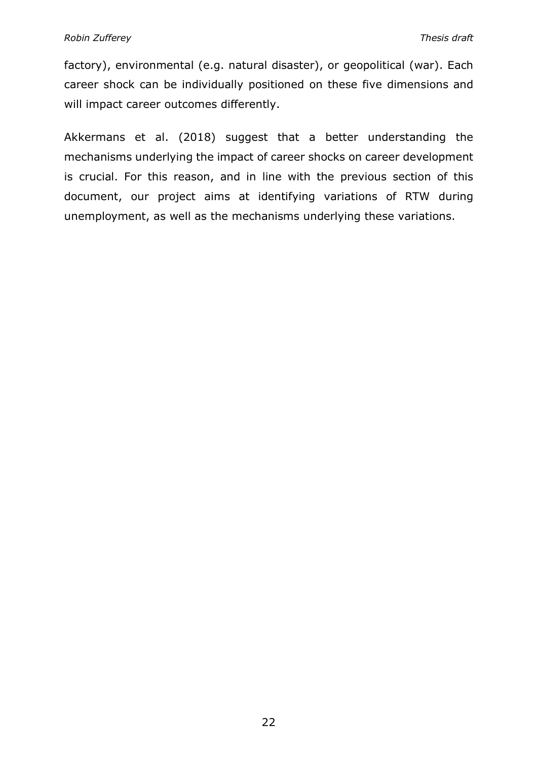factory), environmental (e.g. natural disaster), or geopolitical (war). Each career shock can be individually positioned on these five dimensions and will impact career outcomes differently.

Akkermans et al. (2018) suggest that a better understanding the mechanisms underlying the impact of career shocks on career development is crucial. For this reason, and in line with the previous section of this document, our project aims at identifying variations of RTW during unemployment, as well as the mechanisms underlying these variations.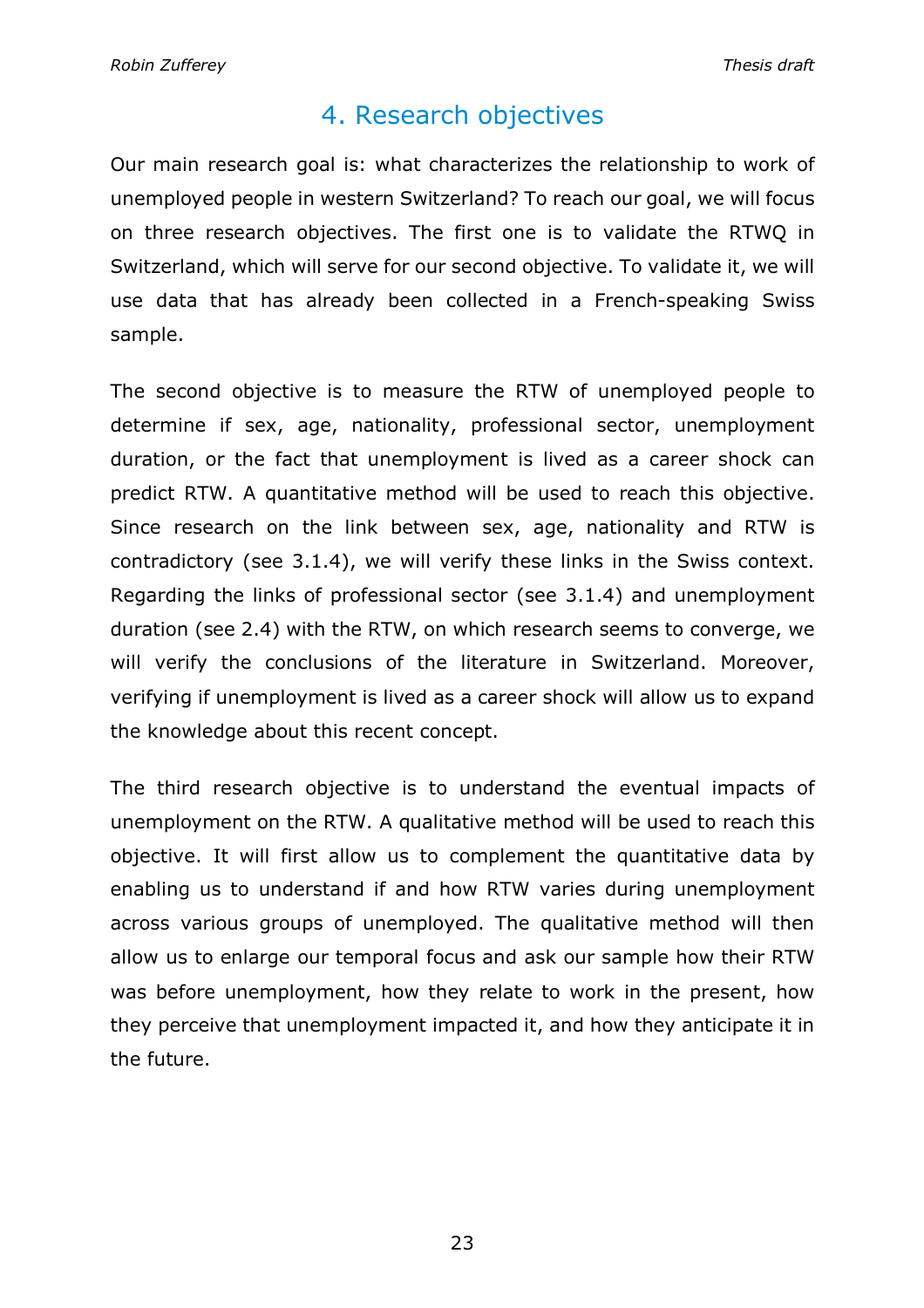# 4. Research objectives

Our main research goal is: what characterizes the relationship to work of unemployed people in western Switzerland? To reach our goal, we will focus on three research objectives. The first one is to validate the RTWQ in Switzerland, which will serve for our second objective. To validate it, we will use data that has already been collected in a French-speaking Swiss sample.

The second objective is to measure the RTW of unemployed people to determine if sex, age, nationality, professional sector, unemployment duration, or the fact that unemployment is lived as a career shock can predict RTW. A quantitative method will be used to reach this objective. Since research on the link between sex, age, nationality and RTW is contradictory (see 3.1.4), we will verify these links in the Swiss context. Regarding the links of professional sector (see 3.1.4) and unemployment duration (see 2.4) with the RTW, on which research seems to converge, we will verify the conclusions of the literature in Switzerland. Moreover, verifying if unemployment is lived as a career shock will allow us to expand the knowledge about this recent concept.

The third research objective is to understand the eventual impacts of unemployment on the RTW. A qualitative method will be used to reach this objective. It will first allow us to complement the quantitative data by enabling us to understand if and how RTW varies during unemployment across various groups of unemployed. The qualitative method will then allow us to enlarge our temporal focus and ask our sample how their RTW was before unemployment, how they relate to work in the present, how they perceive that unemployment impacted it, and how they anticipate it in the future.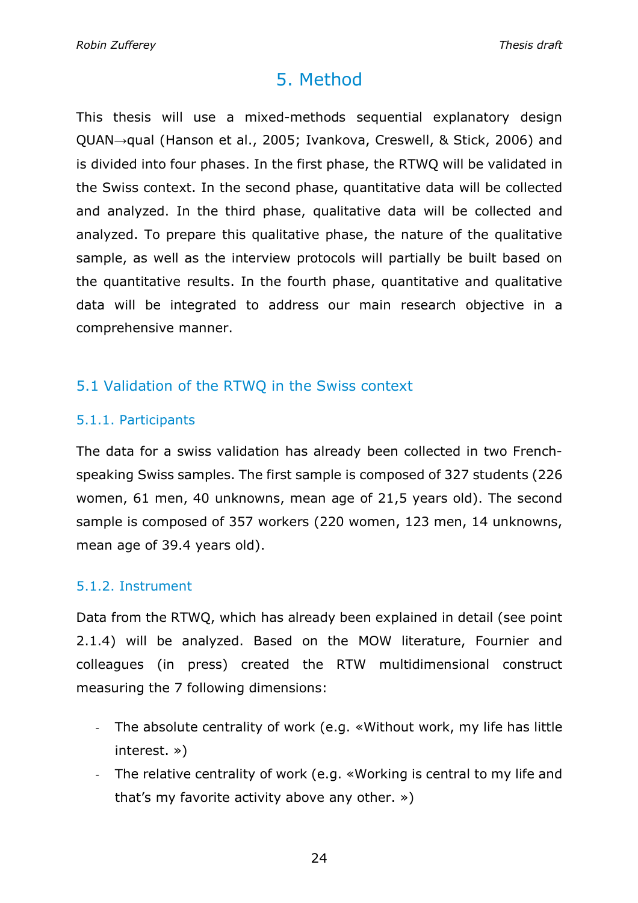# 5. Method

This thesis will use a mixed-methods sequential explanatory design QUAN→qual (Hanson et al., 2005; Ivankova, Creswell, & Stick, 2006) and is divided into four phases. In the first phase, the RTWQ will be validated in the Swiss context. In the second phase, quantitative data will be collected and analyzed. In the third phase, qualitative data will be collected and analyzed. To prepare this qualitative phase, the nature of the qualitative sample, as well as the interview protocols will partially be built based on the quantitative results. In the fourth phase, quantitative and qualitative data will be integrated to address our main research objective in a comprehensive manner.

## 5.1 Validation of the RTWQ in the Swiss context

### 5.1.1. Participants

The data for a swiss validation has already been collected in two French-speaking Swiss samples. The first sample is composed of 327 students (226 women, 61 men, 40 unknowns, mean age of 21,5 years old). The second sample is composed of 357 workers (220 women, 123 men, 14 unknowns, mean age of 39.4 years old).

### 5.1.2. Instrument

Data from the RTWQ, which has already been explained in detail (see point 2.1.4) will be analyzed. Based on the MOW literature, Fournier and colleagues (in press) created the RTW multidimensional construct measuring the 7 following dimensions:

- The absolute centrality of work (e.g. «Without work, my life has little interest. »)
- The relative centrality of work (e.g. «Working is central to my life and that's my favorite activity above any other. »)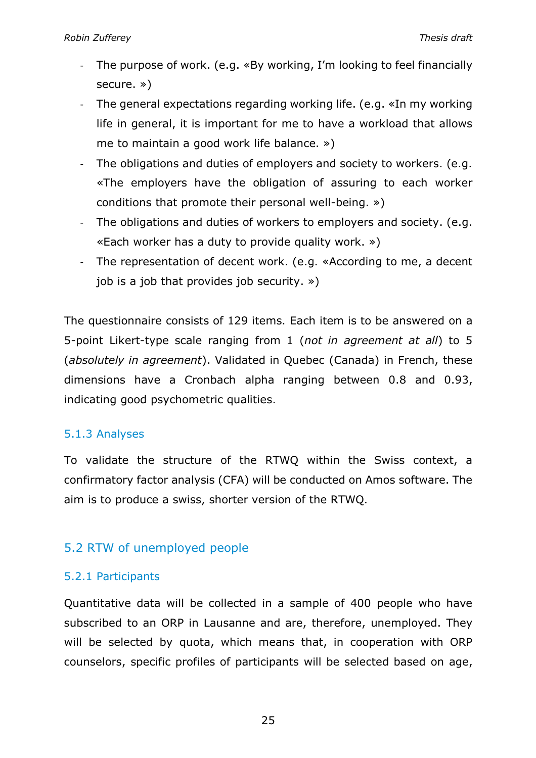- The purpose of work. (e.g. «By working, I'm looking to feel financially secure. »)
- The general expectations regarding working life. (e.g. «In my working life in general, it is important for me to have a workload that allows me to maintain a good work life balance. »)
- The obligations and duties of employers and society to workers. (e.g. «The employers have the obligation of assuring to each worker conditions that promote their personal well-being. »)
- The obligations and duties of workers to employers and society. (e.g. «Each worker has a duty to provide quality work. »)
- The representation of decent work. (e.g. «According to me, a decent job is a job that provides job security. »)

The questionnaire consists of 129 items. Each item is to be answered on a 5-point Likert-type scale ranging from 1 (*not in agreement at all*) to 5 (*absolutely in agreement*). Validated in Quebec (Canada) in French, these dimensions have a Cronbach alpha ranging between 0.8 and 0.93, indicating good psychometric qualities.

### 5.1.3 Analyses

To validate the structure of the RTWQ within the Swiss context, a confirmatory factor analysis (CFA) will be conducted on Amos software. The aim is to produce a swiss, shorter version of the RTWQ.

## 5.2 RTW of unemployed people

### 5.2.1 Participants

Quantitative data will be collected in a sample of 400 people who have subscribed to an ORP in Lausanne and are, therefore, unemployed. They will be selected by quota, which means that, in cooperation with ORP counselors, specific profiles of participants will be selected based on age,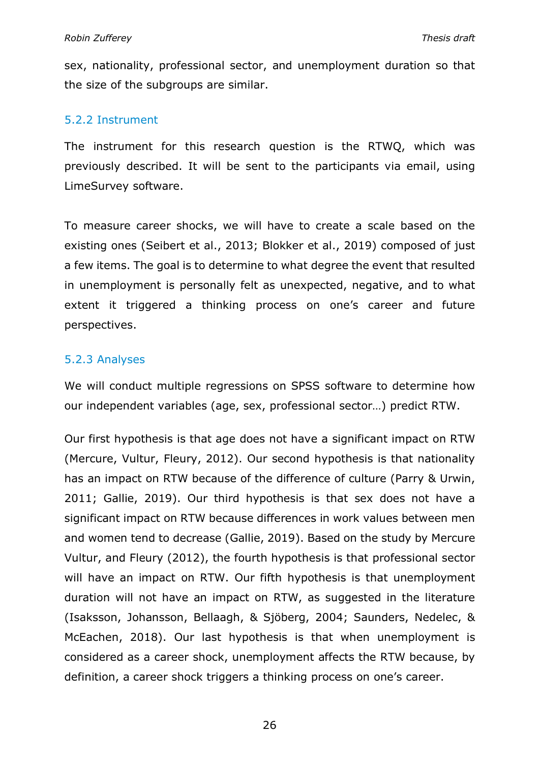sex, nationality, professional sector, and unemployment duration so that the size of the subgroups are similar.

### 5.2.2 Instrument

The instrument for this research question is the RTWQ, which was previously described. It will be sent to the participants via email, using LimeSurvey software.

To measure career shocks, we will have to create a scale based on the existing ones (Seibert et al., 2013; Blokker et al., 2019) composed of just a few items. The goal is to determine to what degree the event that resulted in unemployment is personally felt as unexpected, negative, and to what extent it triggered a thinking process on one's career and future perspectives.

### 5.2.3 Analyses

We will conduct multiple regressions on SPSS software to determine how our independent variables (age, sex, professional sector…) predict RTW.

Our first hypothesis is that age does not have a significant impact on RTW (Mercure, Vultur, Fleury, 2012). Our second hypothesis is that nationality has an impact on RTW because of the difference of culture (Parry & Urwin, 2011; Gallie, 2019). Our third hypothesis is that sex does not have a significant impact on RTW because differences in work values between men and women tend to decrease (Gallie, 2019). Based on the study by Mercure Vultur, and Fleury (2012), the fourth hypothesis is that professional sector will have an impact on RTW. Our fifth hypothesis is that unemployment duration will not have an impact on RTW, as suggested in the literature (Isaksson, Johansson, Bellaagh, & Sjöberg, 2004; Saunders, Nedelec, & McEachen, 2018). Our last hypothesis is that when unemployment is considered as a career shock, unemployment affects the RTW because, by definition, a career shock triggers a thinking process on one's career.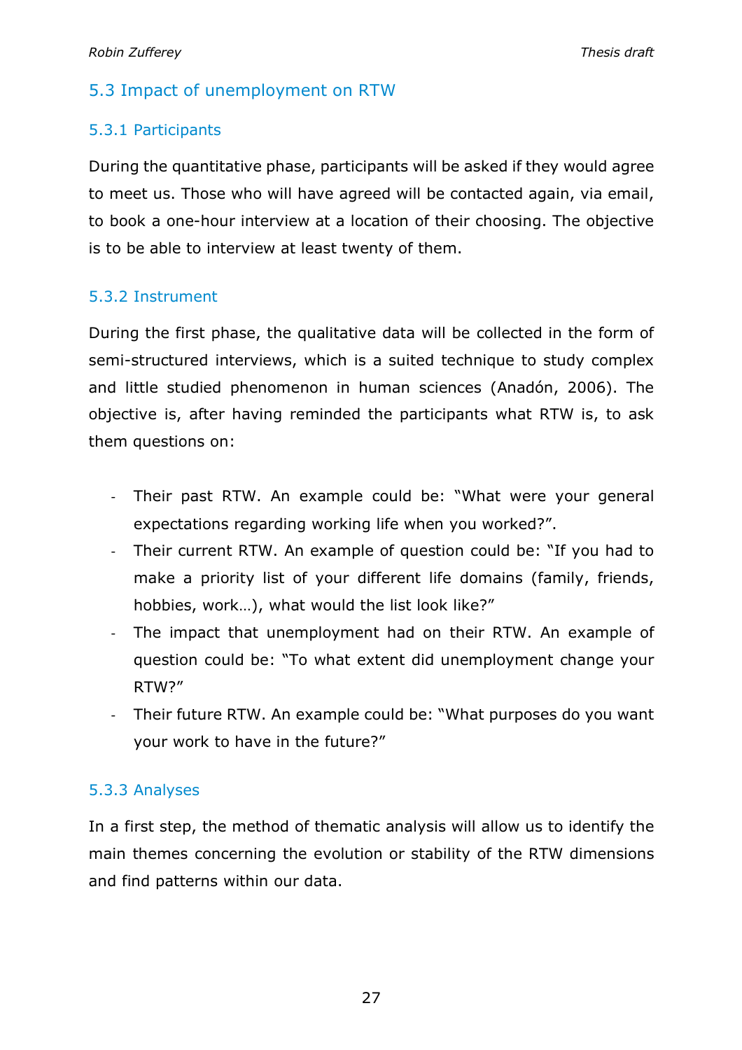## 5.3 Impact of unemployment on RTW

### 5.3.1 Participants

During the quantitative phase, participants will be asked if they would agree to meet us. Those who will have agreed will be contacted again, via email, to book a one-hour interview at a location of their choosing. The objective is to be able to interview at least twenty of them.

### 5.3.2 Instrument

During the first phase, the qualitative data will be collected in the form of semi-structured interviews, which is a suited technique to study complex and little studied phenomenon in human sciences (Anadón, 2006). The objective is, after having reminded the participants what RTW is, to ask them questions on:

- Their past RTW. An example could be: "What were your general expectations regarding working life when you worked?".
- Their current RTW. An example of question could be: "If you had to make a priority list of your different life domains (family, friends, hobbies, work…), what would the list look like?"
- The impact that unemployment had on their RTW. An example of question could be: "To what extent did unemployment change your RTW?"
- Their future RTW. An example could be: "What purposes do you want your work to have in the future?"

### 5.3.3 Analyses

In a first step, the method of thematic analysis will allow us to identify the main themes concerning the evolution or stability of the RTW dimensions and find patterns within our data.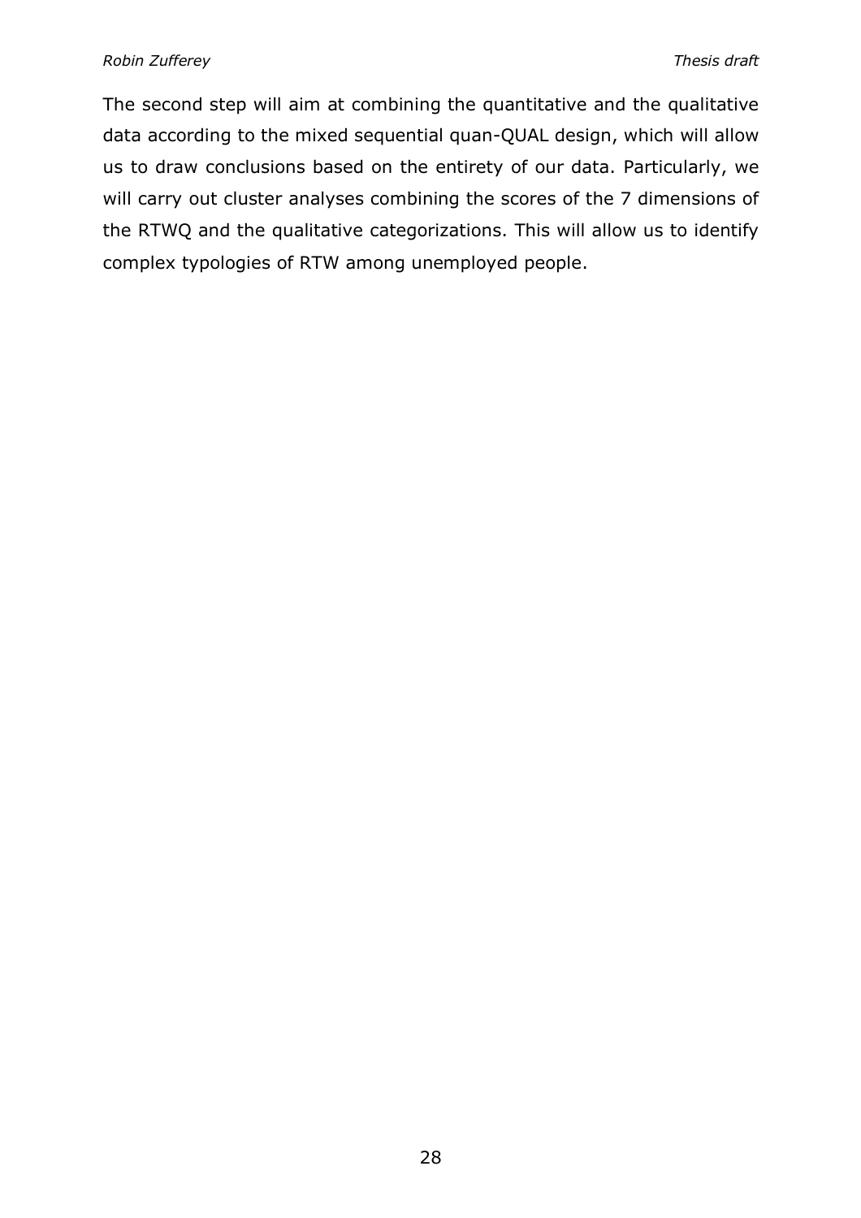The second step will aim at combining the quantitative and the qualitative data according to the mixed sequential quan-QUAL design, which will allow us to draw conclusions based on the entirety of our data. Particularly, we will carry out cluster analyses combining the scores of the 7 dimensions of the RTWQ and the qualitative categorizations. This will allow us to identify complex typologies of RTW among unemployed people.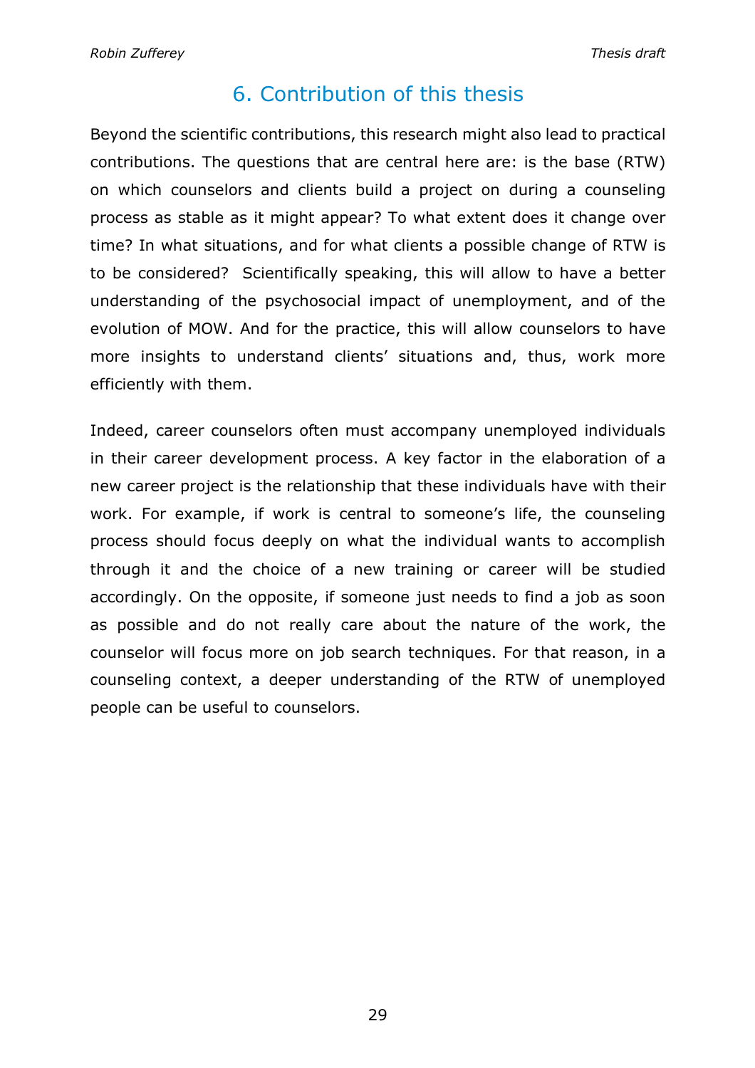# 6. Contribution of this thesis

Beyond the scientific contributions, this research might also lead to practical contributions. The questions that are central here are: is the base (RTW) on which counselors and clients build a project on during a counseling process as stable as it might appear? To what extent does it change over time? In what situations, and for what clients a possible change of RTW is to be considered? Scientifically speaking, this will allow to have a better understanding of the psychosocial impact of unemployment, and of the evolution of MOW. And for the practice, this will allow counselors to have more insights to understand clients' situations and, thus, work more efficiently with them.

Indeed, career counselors often must accompany unemployed individuals in their career development process. A key factor in the elaboration of a new career project is the relationship that these individuals have with their work. For example, if work is central to someone's life, the counseling process should focus deeply on what the individual wants to accomplish through it and the choice of a new training or career will be studied accordingly. On the opposite, if someone just needs to find a job as soon as possible and do not really care about the nature of the work, the counselor will focus more on job search techniques. For that reason, in a counseling context, a deeper understanding of the RTW of unemployed people can be useful to counselors.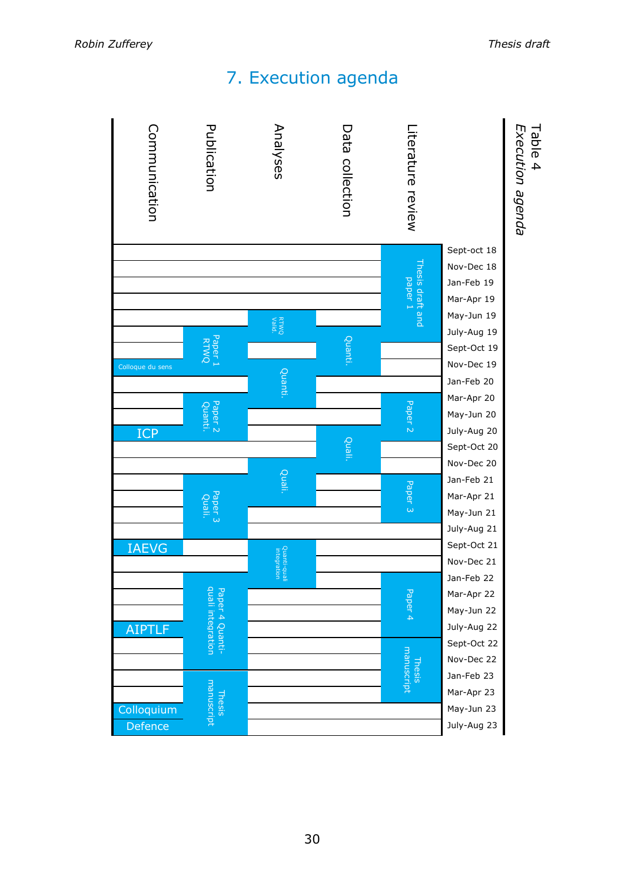# 7. Execution agenda

**Table 4**

*Execution agenda*

| Period | Literature review | Data collection | Analyses | Publication | Communication |
|---|---|---|---|---|---|
| Sept-oct 18 | Thesis draft and paper 1 | | | | |
| Nov-Dec 18 | Thesis draft and paper 1 | | | | |
| Jan-Feb 19 | Thesis draft and paper 1 | | | | |
| Mar-Apr 19 | Thesis draft and paper 1 | | | | |
| May-Jun 19 | Thesis draft and paper 1 | | RTWQ Valid. | | |
| July-Aug 19 | Thesis draft and paper 1 | Quanti. | RTWQ Valid. | Paper 1 RTWQ | |
| Sept-Oct 19 | | Quanti. | | Paper 1 RTWQ | |
| Nov-Dec 19 | | Quanti. | Quanti. | Paper 1 RTWQ | Colloque du sens |
| Jan-Feb 20 | | | Quanti. | | |
| Mar-Apr 20 | Paper 2 | | Quanti. | Paper 2 Quanti. | |
| May-Jun 20 | Paper 2 | | | Paper 2 Quanti. | |
| July-Aug 20 | Paper 2 | Quali. | | Paper 2 Quanti. | ICP |
| Sept-Oct 20 | | Quali. | | | |
| Nov-Dec 20 | | Quali. | Quali. | | |
| Jan-Feb 21 | Paper 3 | | Quali. | Paper 3 Quali. | |
| Mar-Apr 21 | Paper 3 | | Quali. | Paper 3 Quali. | |
| May-Jun 21 | Paper 3 | | | Paper 3 Quali. | |
| July-Aug 21 | | | | Paper 3 Quali. | |
| Sept-Oct 21 | | | Quanti-quali integration | | IAEVG |
| Nov-Dec 21 | | | Quanti-quali integration | | |
| Jan-Feb 22 | Paper 4 | | Quanti-quali integration | Paper 4 Quanti-quali integration | |
| Mar-Apr 22 | Paper 4 | | | Paper 4 Quanti-quali integration | |
| May-Jun 22 | Paper 4 | | | Paper 4 Quanti-quali integration | |
| July-Aug 22 | Paper 4 | | | Paper 4 Quanti-quali integration | AIPTLF |
| Sept-Oct 22 | Thesis manuscript | | | Paper 4 Quanti-quali integration | |
| Nov-Dec 22 | Thesis manuscript | | | Paper 4 Quanti-quali integration | |
| Jan-Feb 23 | Thesis manuscript | | | Thesis manuscript | |
| Mar-Apr 23 | Thesis manuscript | | | Thesis manuscript | |
| May-Jun 23 | | | | Thesis manuscript | Colloquium |
| July-Aug 23 | | | | Thesis manuscript | Defence |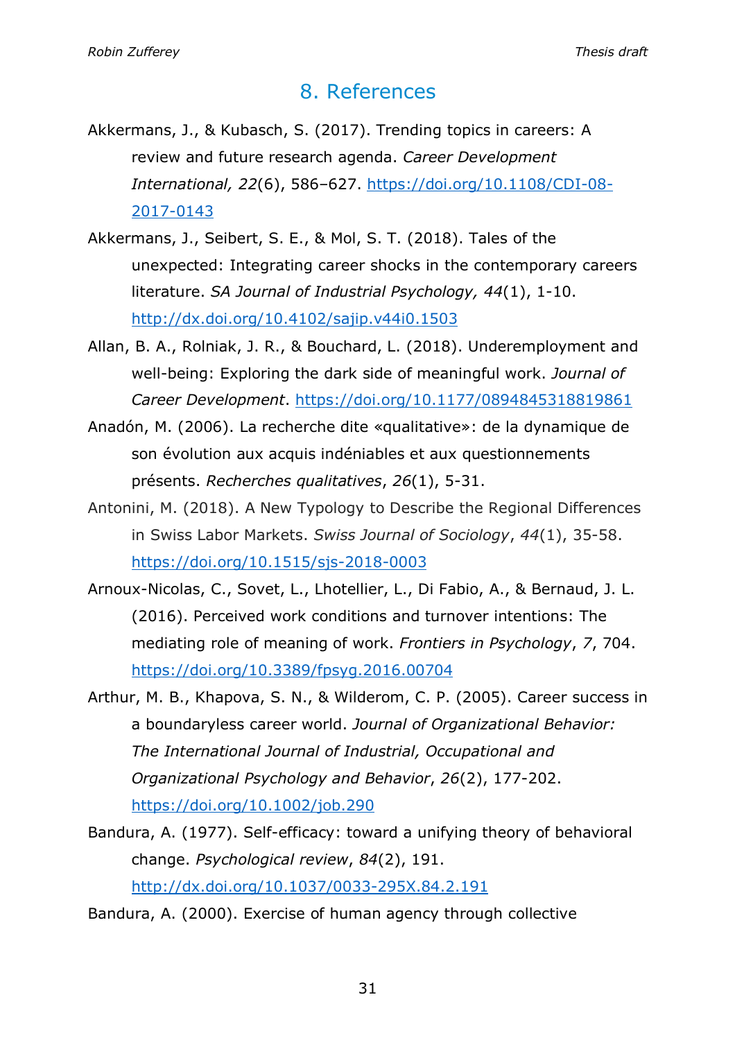# 8. References

Akkermans, J., & Kubasch, S. (2017). Trending topics in careers: A review and future research agenda. *Career Development International, 22*(6), 586–627. https://doi.org/10.1108/CDI-08-2017-0143

Akkermans, J., Seibert, S. E., & Mol, S. T. (2018). Tales of the unexpected: Integrating career shocks in the contemporary careers literature. *SA Journal of Industrial Psychology, 44*(1), 1-10. http://dx.doi.org/10.4102/sajip.v44i0.1503

Allan, B. A., Rolniak, J. R., & Bouchard, L. (2018). Underemployment and well-being: Exploring the dark side of meaningful work. *Journal of Career Development*. https://doi.org/10.1177/0894845318819861

Anadón, M. (2006). La recherche dite «qualitative»: de la dynamique de son évolution aux acquis indéniables et aux questionnements présents. *Recherches qualitatives*, *26*(1), 5-31.

Antonini, M. (2018). A New Typology to Describe the Regional Differences in Swiss Labor Markets. *Swiss Journal of Sociology*, *44*(1), 35-58. https://doi.org/10.1515/sjs-2018-0003

Arnoux-Nicolas, C., Sovet, L., Lhotellier, L., Di Fabio, A., & Bernaud, J. L. (2016). Perceived work conditions and turnover intentions: The mediating role of meaning of work. *Frontiers in Psychology*, *7*, 704. https://doi.org/10.3389/fpsyg.2016.00704

Arthur, M. B., Khapova, S. N., & Wilderom, C. P. (2005). Career success in a boundaryless career world. *Journal of Organizational Behavior: The International Journal of Industrial, Occupational and Organizational Psychology and Behavior*, *26*(2), 177-202. https://doi.org/10.1002/job.290

Bandura, A. (1977). Self-efficacy: toward a unifying theory of behavioral change. *Psychological review*, *84*(2), 191. http://dx.doi.org/10.1037/0033-295X.84.2.191

Bandura, A. (2000). Exercise of human agency through collective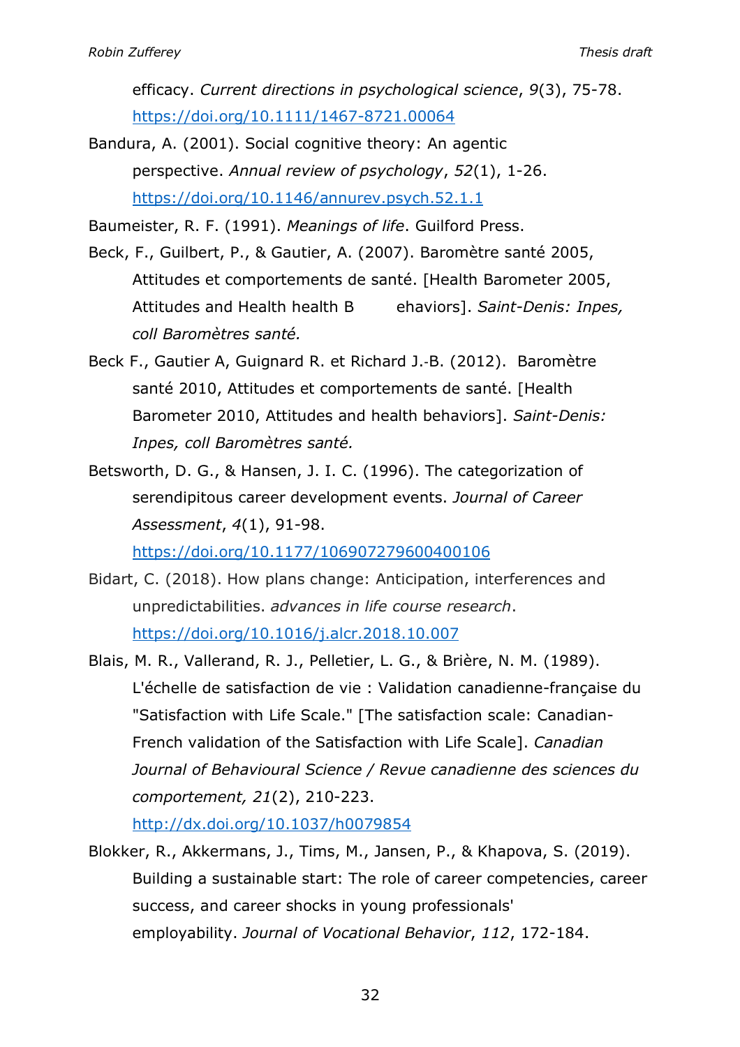efficacy. *Current directions in psychological science*, *9*(3), 75-78. https://doi.org/10.1111/1467-8721.00064

Bandura, A. (2001). Social cognitive theory: An agentic perspective. *Annual review of psychology*, *52*(1), 1-26. https://doi.org/10.1146/annurev.psych.52.1.1

Baumeister, R. F. (1991). *Meanings of life*. Guilford Press.

Beck, F., Guilbert, P., & Gautier, A. (2007). Baromètre santé 2005, Attitudes et comportements de santé. [Health Barometer 2005, Attitudes and Health health B ehaviors]. *Saint-Denis: Inpes, coll Baromètres santé.*

Beck F., Gautier A, Guignard R. et Richard J.-B. (2012). Baromètre santé 2010, Attitudes et comportements de santé. [Health Barometer 2010, Attitudes and health behaviors]. *Saint-Denis: Inpes, coll Baromètres santé.*

Betsworth, D. G., & Hansen, J. I. C. (1996). The categorization of serendipitous career development events. *Journal of Career Assessment*, *4*(1), 91-98. https://doi.org/10.1177/106907279600400106

Bidart, C. (2018). How plans change: Anticipation, interferences and unpredictabilities. *advances in life course research*. https://doi.org/10.1016/j.alcr.2018.10.007

Blais, M. R., Vallerand, R. J., Pelletier, L. G., & Brière, N. M. (1989). L'échelle de satisfaction de vie : Validation canadienne-française du "Satisfaction with Life Scale." [The satisfaction scale: Canadian-French validation of the Satisfaction with Life Scale]. *Canadian Journal of Behavioural Science / Revue canadienne des sciences du comportement, 21*(2), 210-223. http://dx.doi.org/10.1037/h0079854

Blokker, R., Akkermans, J., Tims, M., Jansen, P., & Khapova, S. (2019). Building a sustainable start: The role of career competencies, career success, and career shocks in young professionals' employability. *Journal of Vocational Behavior*, *112*, 172-184.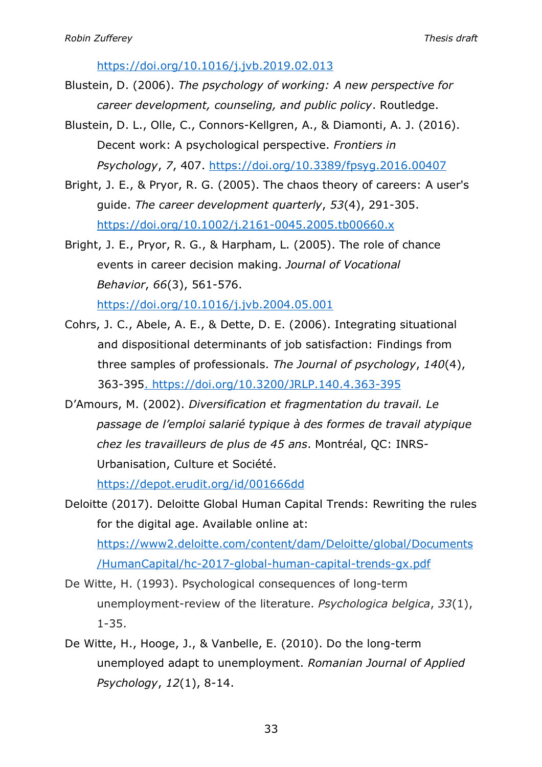https://doi.org/10.1016/j.jvb.2019.02.013

Blustein, D. (2006). *The psychology of working: A new perspective for career development, counseling, and public policy*. Routledge.

Blustein, D. L., Olle, C., Connors-Kellgren, A., & Diamonti, A. J. (2016). Decent work: A psychological perspective. *Frontiers in Psychology*, *7*, 407. https://doi.org/10.3389/fpsyg.2016.00407

Bright, J. E., & Pryor, R. G. (2005). The chaos theory of careers: A user's guide. *The career development quarterly*, *53*(4), 291-305. https://doi.org/10.1002/j.2161-0045.2005.tb00660.x

Bright, J. E., Pryor, R. G., & Harpham, L. (2005). The role of chance events in career decision making. *Journal of Vocational Behavior*, *66*(3), 561-576. https://doi.org/10.1016/j.jvb.2004.05.001

Cohrs, J. C., Abele, A. E., & Dette, D. E. (2006). Integrating situational and dispositional determinants of job satisfaction: Findings from three samples of professionals. *The Journal of psychology*, *140*(4), 363-395. https://doi.org/10.3200/JRLP.140.4.363-395

D'Amours, M. (2002). *Diversification et fragmentation du travail. Le passage de l'emploi salarié typique à des formes de travail atypique chez les travailleurs de plus de 45 ans*. Montréal, QC: INRS-Urbanisation, Culture et Société. https://depot.erudit.org/id/001666dd

Deloitte (2017). Deloitte Global Human Capital Trends: Rewriting the rules for the digital age. Available online at: https://www2.deloitte.com/content/dam/Deloitte/global/Documents/HumanCapital/hc-2017-global-human-capital-trends-gx.pdf

De Witte, H. (1993). Psychological consequences of long-term unemployment-review of the literature. *Psychologica belgica*, *33*(1), 1-35.

De Witte, H., Hooge, J., & Vanbelle, E. (2010). Do the long-term unemployed adapt to unemployment. *Romanian Journal of Applied Psychology*, *12*(1), 8-14.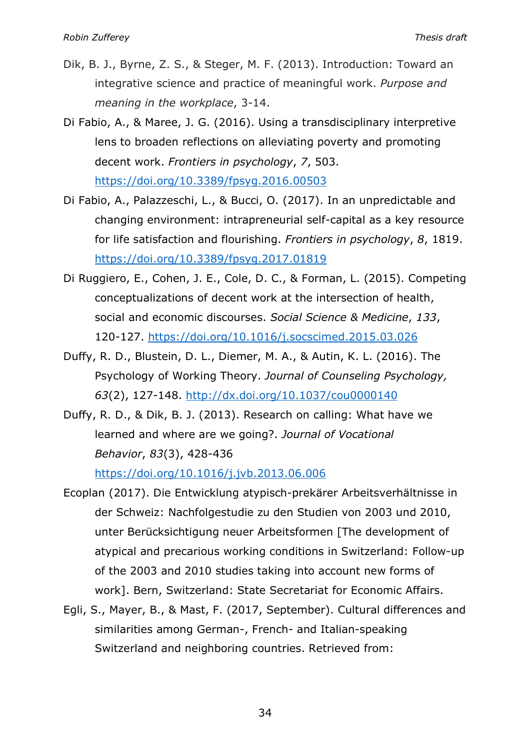Dik, B. J., Byrne, Z. S., & Steger, M. F. (2013). Introduction: Toward an integrative science and practice of meaningful work. *Purpose and meaning in the workplace*, 3-14.

Di Fabio, A., & Maree, J. G. (2016). Using a transdisciplinary interpretive lens to broaden reflections on alleviating poverty and promoting decent work. *Frontiers in psychology*, *7*, 503. https://doi.org/10.3389/fpsyg.2016.00503

Di Fabio, A., Palazzeschi, L., & Bucci, O. (2017). In an unpredictable and changing environment: intrapreneurial self-capital as a key resource for life satisfaction and flourishing. *Frontiers in psychology*, *8*, 1819. https://doi.org/10.3389/fpsyg.2017.01819

Di Ruggiero, E., Cohen, J. E., Cole, D. C., & Forman, L. (2015). Competing conceptualizations of decent work at the intersection of health, social and economic discourses. *Social Science & Medicine*, *133*, 120-127. https://doi.org/10.1016/j.socscimed.2015.03.026

Duffy, R. D., Blustein, D. L., Diemer, M. A., & Autin, K. L. (2016). The Psychology of Working Theory. *Journal of Counseling Psychology, 63*(2), 127-148. http://dx.doi.org/10.1037/cou0000140

Duffy, R. D., & Dik, B. J. (2013). Research on calling: What have we learned and where are we going?. *Journal of Vocational Behavior*, *83*(3), 428-436 https://doi.org/10.1016/j.jvb.2013.06.006

Ecoplan (2017). Die Entwicklung atypisch-prekärer Arbeitsverhältnisse in der Schweiz: Nachfolgestudie zu den Studien von 2003 und 2010, unter Berücksichtigung neuer Arbeitsformen [The development of atypical and precarious working conditions in Switzerland: Follow-up of the 2003 and 2010 studies taking into account new forms of work]. Bern, Switzerland: State Secretariat for Economic Affairs.

Egli, S., Mayer, B., & Mast, F. (2017, September). Cultural differences and similarities among German-, French- and Italian-speaking Switzerland and neighboring countries. Retrieved from: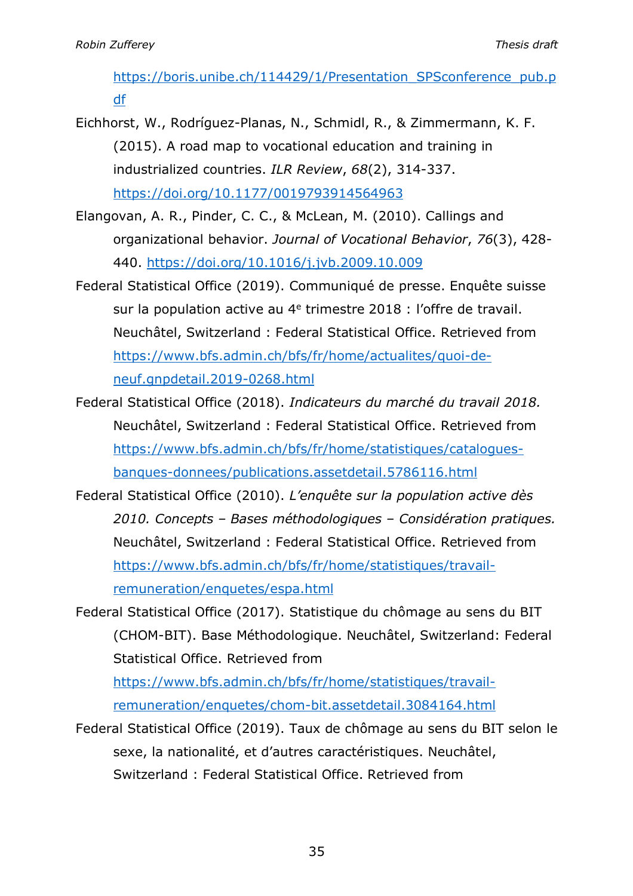https://boris.unibe.ch/114429/1/Presentation_SPSconference_pub.pdf

Eichhorst, W., Rodríguez-Planas, N., Schmidl, R., & Zimmermann, K. F. (2015). A road map to vocational education and training in industrialized countries. *ILR Review*, *68*(2), 314-337. https://doi.org/10.1177/0019793914564963

Elangovan, A. R., Pinder, C. C., & McLean, M. (2010). Callings and organizational behavior. *Journal of Vocational Behavior*, *76*(3), 428-440. https://doi.org/10.1016/j.jvb.2009.10.009

Federal Statistical Office (2019). Communiqué de presse. Enquête suisse sur la population active au 4e trimestre 2018 : l'offre de travail. Neuchâtel, Switzerland : Federal Statistical Office. Retrieved from https://www.bfs.admin.ch/bfs/fr/home/actualites/quoi-de-neuf.gnpdetail.2019-0268.html

Federal Statistical Office (2018). *Indicateurs du marché du travail 2018.* Neuchâtel, Switzerland : Federal Statistical Office. Retrieved from https://www.bfs.admin.ch/bfs/fr/home/statistiques/catalogues-banques-donnees/publications.assetdetail.5786116.html

Federal Statistical Office (2010). *L'enquête sur la population active dès 2010. Concepts – Bases méthodologiques – Considération pratiques.* Neuchâtel, Switzerland : Federal Statistical Office. Retrieved from https://www.bfs.admin.ch/bfs/fr/home/statistiques/travail-remuneration/enquetes/espa.html

Federal Statistical Office (2017). Statistique du chômage au sens du BIT (CHOM-BIT). Base Méthodologique. Neuchâtel, Switzerland: Federal Statistical Office. Retrieved from https://www.bfs.admin.ch/bfs/fr/home/statistiques/travail-remuneration/enquetes/chom-bit.assetdetail.3084164.html

Federal Statistical Office (2019). Taux de chômage au sens du BIT selon le sexe, la nationalité, et d'autres caractéristiques. Neuchâtel, Switzerland : Federal Statistical Office. Retrieved from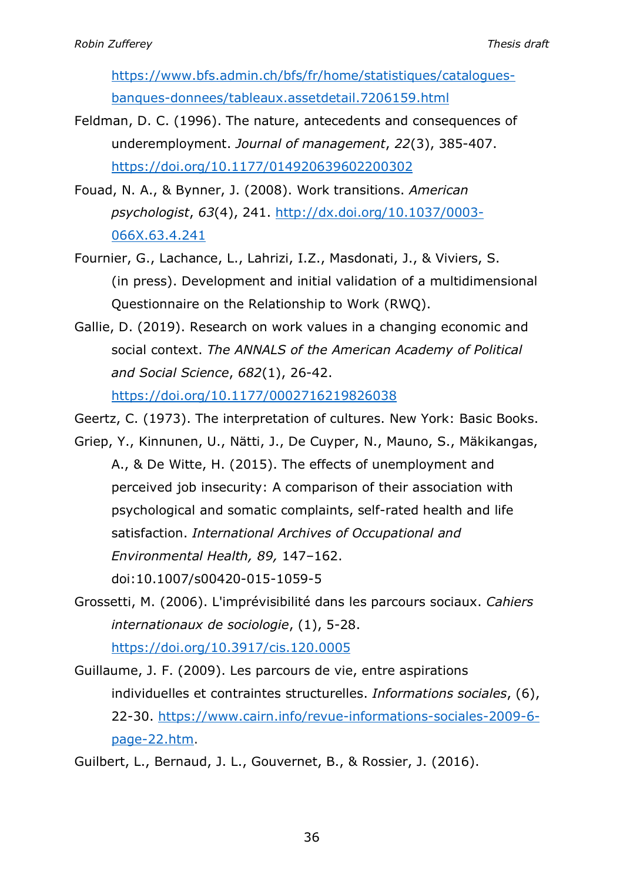https://www.bfs.admin.ch/bfs/fr/home/statistiques/catalogues-banques-donnees/tableaux.assetdetail.7206159.html

Feldman, D. C. (1996). The nature, antecedents and consequences of underemployment. *Journal of management*, *22*(3), 385-407. https://doi.org/10.1177/014920639602200302

Fouad, N. A., & Bynner, J. (2008). Work transitions. *American psychologist*, *63*(4), 241. http://dx.doi.org/10.1037/0003-066X.63.4.241

Fournier, G., Lachance, L., Lahrizi, I.Z., Masdonati, J., & Viviers, S. (in press). Development and initial validation of a multidimensional Questionnaire on the Relationship to Work (RWQ).

Gallie, D. (2019). Research on work values in a changing economic and social context. *The ANNALS of the American Academy of Political and Social Science*, *682*(1), 26-42. https://doi.org/10.1177/0002716219826038

Geertz, C. (1973). The interpretation of cultures. New York: Basic Books.

Griep, Y., Kinnunen, U., Nätti, J., De Cuyper, N., Mauno, S., Mäkikangas, A., & De Witte, H. (2015). The effects of unemployment and perceived job insecurity: A comparison of their association with psychological and somatic complaints, self-rated health and life satisfaction. *International Archives of Occupational and Environmental Health, 89,* 147–162. doi:10.1007/s00420-015-1059-5

Grossetti, M. (2006). L'imprévisibilité dans les parcours sociaux. *Cahiers internationaux de sociologie*, (1), 5-28. https://doi.org/10.3917/cis.120.0005

Guillaume, J. F. (2009). Les parcours de vie, entre aspirations individuelles et contraintes structurelles. *Informations sociales*, (6), 22-30. https://www.cairn.info/revue-informations-sociales-2009-6-page-22.htm.

Guilbert, L., Bernaud, J. L., Gouvernet, B., & Rossier, J. (2016).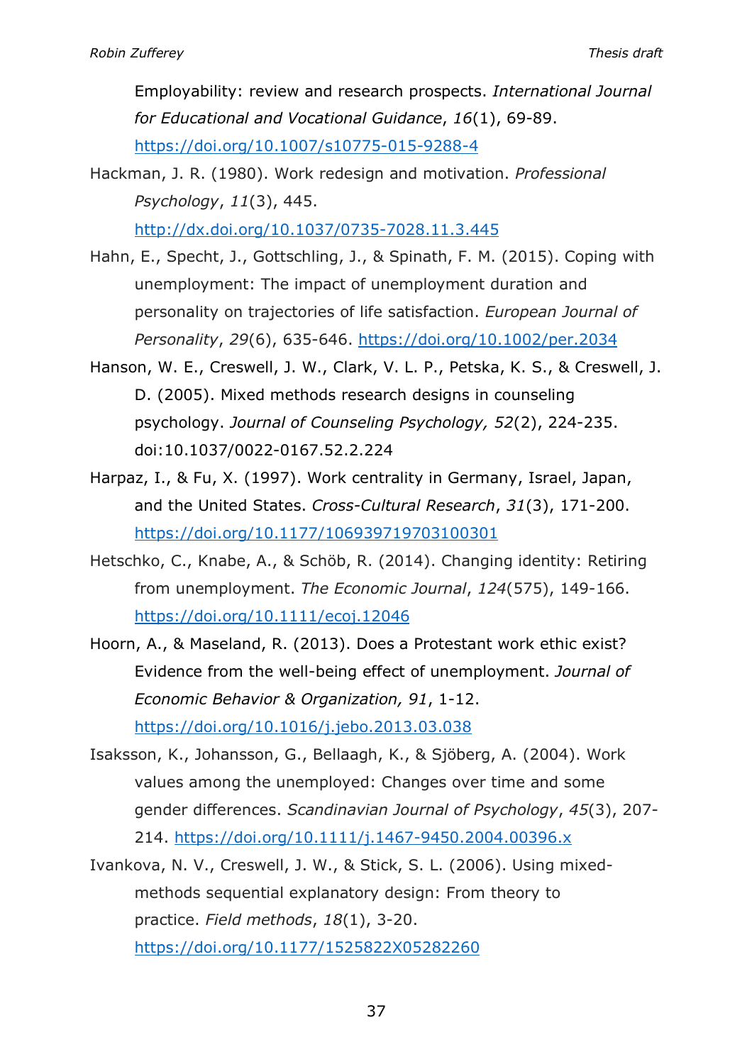Employability: review and research prospects. *International Journal for Educational and Vocational Guidance*, *16*(1), 69-89. https://doi.org/10.1007/s10775-015-9288-4

Hackman, J. R. (1980). Work redesign and motivation. *Professional Psychology*, *11*(3), 445. http://dx.doi.org/10.1037/0735-7028.11.3.445

Hahn, E., Specht, J., Gottschling, J., & Spinath, F. M. (2015). Coping with unemployment: The impact of unemployment duration and personality on trajectories of life satisfaction. *European Journal of Personality*, *29*(6), 635-646. https://doi.org/10.1002/per.2034

Hanson, W. E., Creswell, J. W., Clark, V. L. P., Petska, K. S., & Creswell, J. D. (2005). Mixed methods research designs in counseling psychology. *Journal of Counseling Psychology, 52*(2), 224-235. doi:10.1037/0022-0167.52.2.224

Harpaz, I., & Fu, X. (1997). Work centrality in Germany, Israel, Japan, and the United States. *Cross-Cultural Research*, *31*(3), 171-200. https://doi.org/10.1177/106939719703100301

Hetschko, C., Knabe, A., & Schöb, R. (2014). Changing identity: Retiring from unemployment. *The Economic Journal*, *124*(575), 149-166. https://doi.org/10.1111/ecoj.12046

Hoorn, A., & Maseland, R. (2013). Does a Protestant work ethic exist? Evidence from the well-being effect of unemployment. *Journal of Economic Behavior & Organization, 91*, 1-12. https://doi.org/10.1016/j.jebo.2013.03.038

Isaksson, K., Johansson, G., Bellaagh, K., & Sjöberg, A. (2004). Work values among the unemployed: Changes over time and some gender differences. *Scandinavian Journal of Psychology*, *45*(3), 207-214. https://doi.org/10.1111/j.1467-9450.2004.00396.x

Ivankova, N. V., Creswell, J. W., & Stick, S. L. (2006). Using mixed-methods sequential explanatory design: From theory to practice. *Field methods*, *18*(1), 3-20. https://doi.org/10.1177/1525822X05282260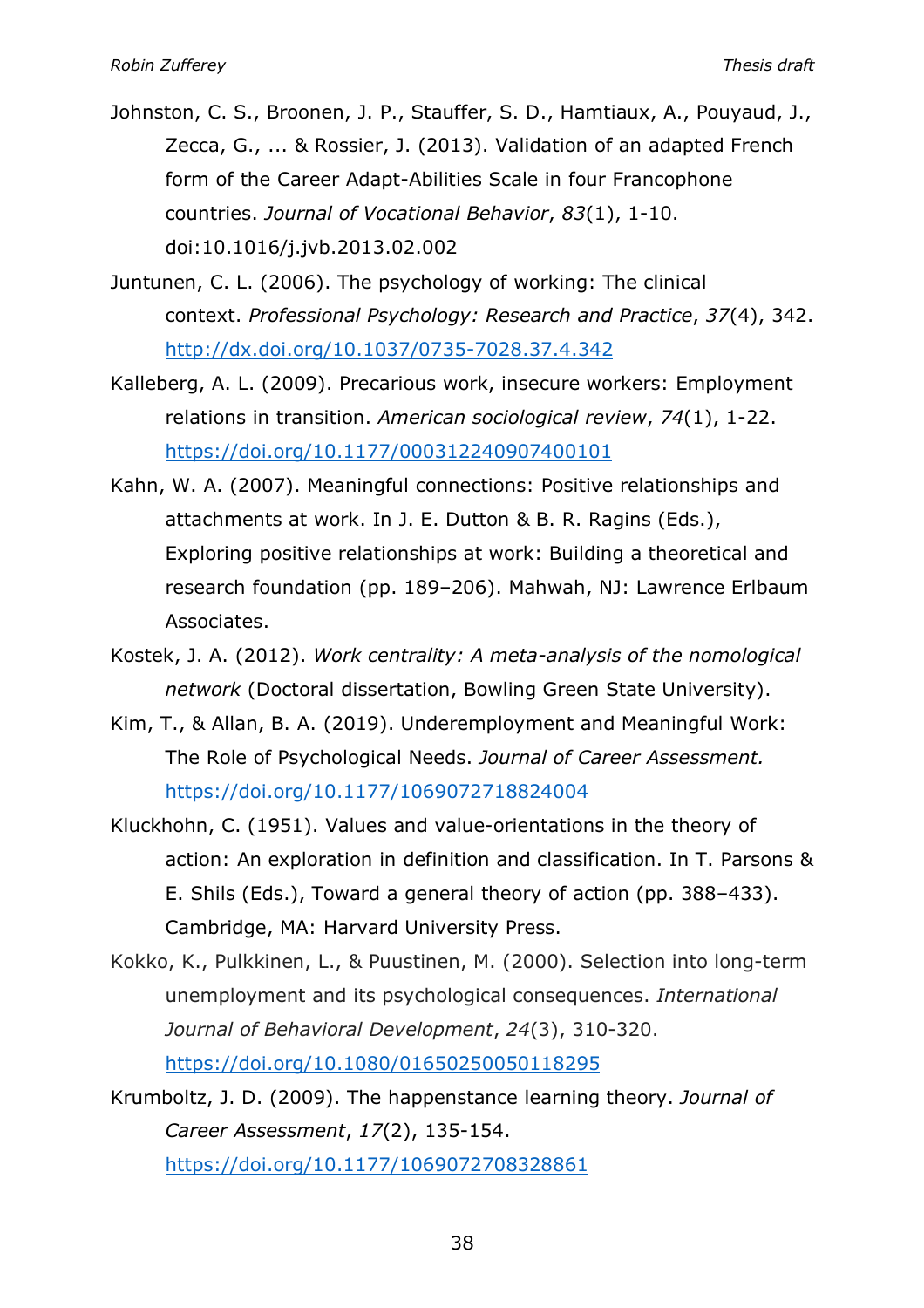Johnston, C. S., Broonen, J. P., Stauffer, S. D., Hamtiaux, A., Pouyaud, J., Zecca, G., ... & Rossier, J. (2013). Validation of an adapted French form of the Career Adapt-Abilities Scale in four Francophone countries. *Journal of Vocational Behavior*, *83*(1), 1-10. doi:10.1016/j.jvb.2013.02.002

Juntunen, C. L. (2006). The psychology of working: The clinical context. *Professional Psychology: Research and Practice*, *37*(4), 342. http://dx.doi.org/10.1037/0735-7028.37.4.342

Kalleberg, A. L. (2009). Precarious work, insecure workers: Employment relations in transition. *American sociological review*, *74*(1), 1-22. https://doi.org/10.1177/000312240907400101

Kahn, W. A. (2007). Meaningful connections: Positive relationships and attachments at work. In J. E. Dutton & B. R. Ragins (Eds.), Exploring positive relationships at work: Building a theoretical and research foundation (pp. 189–206). Mahwah, NJ: Lawrence Erlbaum Associates.

Kostek, J. A. (2012). *Work centrality: A meta-analysis of the nomological network* (Doctoral dissertation, Bowling Green State University).

Kim, T., & Allan, B. A. (2019). Underemployment and Meaningful Work: The Role of Psychological Needs. *Journal of Career Assessment.* https://doi.org/10.1177/1069072718824004

Kluckhohn, C. (1951). Values and value-orientations in the theory of action: An exploration in definition and classification. In T. Parsons & E. Shils (Eds.), Toward a general theory of action (pp. 388–433). Cambridge, MA: Harvard University Press.

Kokko, K., Pulkkinen, L., & Puustinen, M. (2000). Selection into long-term unemployment and its psychological consequences. *International Journal of Behavioral Development*, *24*(3), 310-320. https://doi.org/10.1080/01650250050118295

Krumboltz, J. D. (2009). The happenstance learning theory. *Journal of Career Assessment*, *17*(2), 135-154. https://doi.org/10.1177/1069072708328861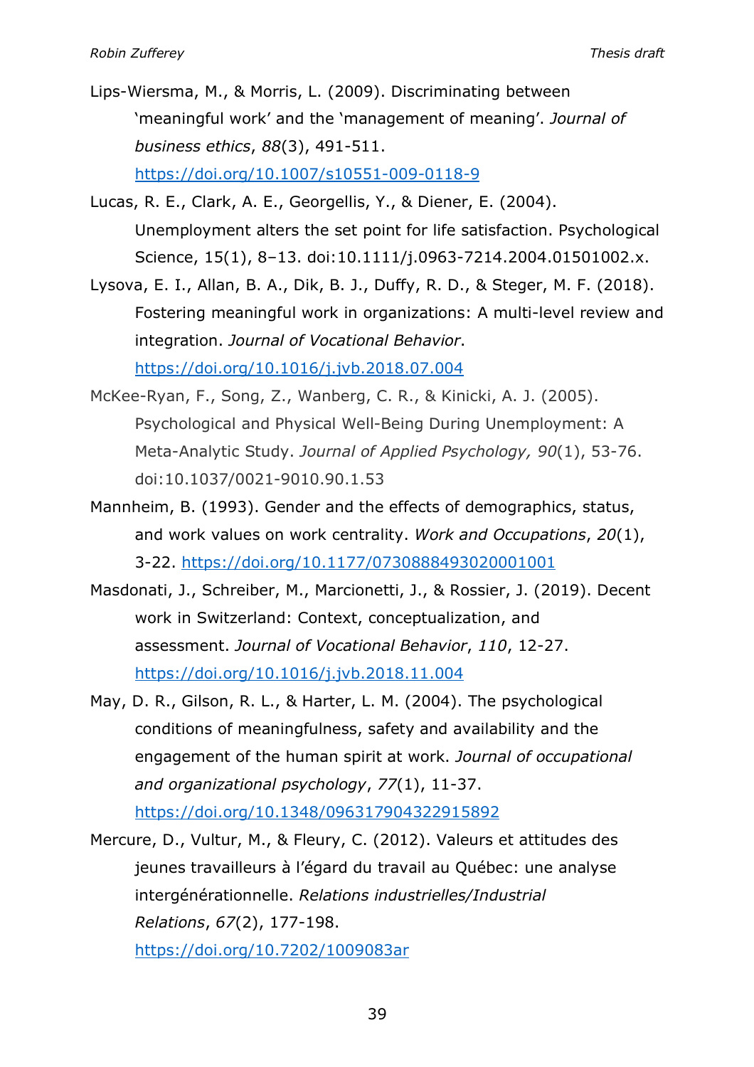Lips-Wiersma, M., & Morris, L. (2009). Discriminating between 'meaningful work' and the 'management of meaning'. *Journal of business ethics*, *88*(3), 491-511. https://doi.org/10.1007/s10551-009-0118-9

Lucas, R. E., Clark, A. E., Georgellis, Y., & Diener, E. (2004). Unemployment alters the set point for life satisfaction. Psychological Science, 15(1), 8–13. doi:10.1111/j.0963-7214.2004.01501002.x.

Lysova, E. I., Allan, B. A., Dik, B. J., Duffy, R. D., & Steger, M. F. (2018). Fostering meaningful work in organizations: A multi-level review and integration. *Journal of Vocational Behavior*. https://doi.org/10.1016/j.jvb.2018.07.004

McKee-Ryan, F., Song, Z., Wanberg, C. R., & Kinicki, A. J. (2005). Psychological and Physical Well-Being During Unemployment: A Meta-Analytic Study. *Journal of Applied Psychology, 90*(1), 53-76. doi:10.1037/0021-9010.90.1.53

Mannheim, B. (1993). Gender and the effects of demographics, status, and work values on work centrality. *Work and Occupations*, *20*(1), 3-22. https://doi.org/10.1177/0730888493020001001

Masdonati, J., Schreiber, M., Marcionetti, J., & Rossier, J. (2019). Decent work in Switzerland: Context, conceptualization, and assessment. *Journal of Vocational Behavior*, *110*, 12-27. https://doi.org/10.1016/j.jvb.2018.11.004

May, D. R., Gilson, R. L., & Harter, L. M. (2004). The psychological conditions of meaningfulness, safety and availability and the engagement of the human spirit at work. *Journal of occupational and organizational psychology*, *77*(1), 11-37. https://doi.org/10.1348/096317904322915892

Mercure, D., Vultur, M., & Fleury, C. (2012). Valeurs et attitudes des jeunes travailleurs à l'égard du travail au Québec: une analyse intergénérationnelle. *Relations industrielles/Industrial Relations*, *67*(2), 177-198. https://doi.org/10.7202/1009083ar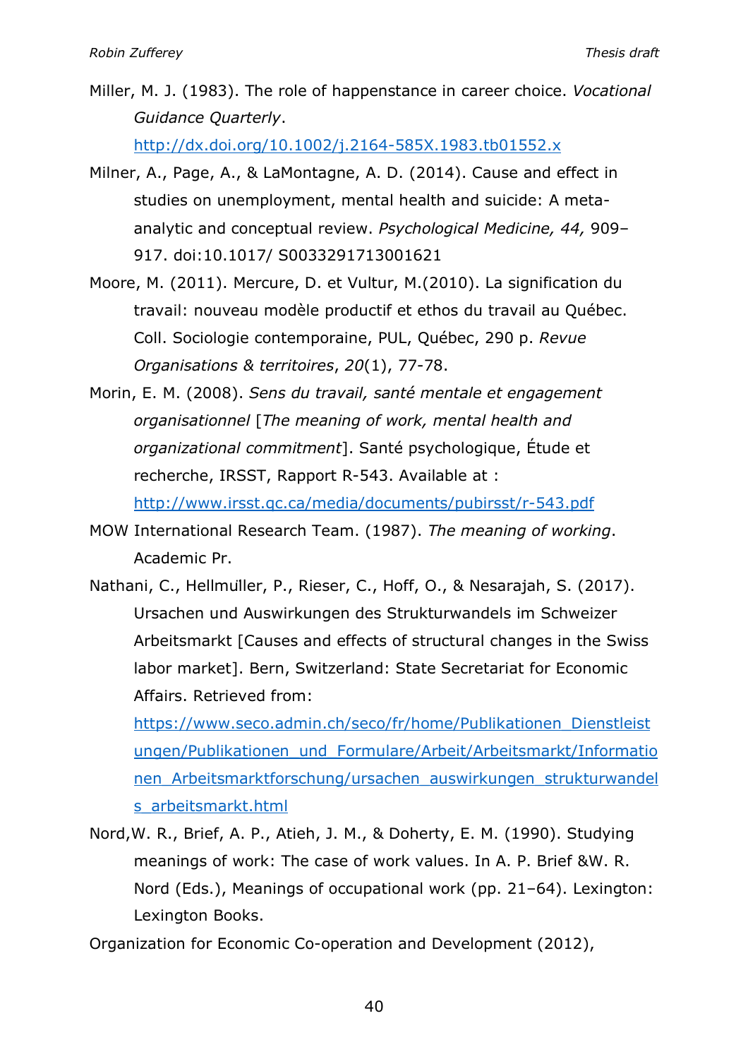Miller, M. J. (1983). The role of happenstance in career choice. *Vocational Guidance Quarterly*. http://dx.doi.org/10.1002/j.2164-585X.1983.tb01552.x

Milner, A., Page, A., & LaMontagne, A. D. (2014). Cause and effect in studies on unemployment, mental health and suicide: A meta-analytic and conceptual review. *Psychological Medicine, 44,* 909–917. doi:10.1017/ S0033291713001621

Moore, M. (2011). Mercure, D. et Vultur, M.(2010). La signification du travail: nouveau modèle productif et ethos du travail au Québec. Coll. Sociologie contemporaine, PUL, Québec, 290 p. *Revue Organisations & territoires*, *20*(1), 77-78.

Morin, E. M. (2008). *Sens du travail, santé mentale et engagement organisationnel* [*The meaning of work, mental health and organizational commitment*]. Santé psychologique, Étude et recherche, IRSST, Rapport R-543. Available at : http://www.irsst.qc.ca/media/documents/pubirsst/r-543.pdf

MOW International Research Team. (1987). *The meaning of working*. Academic Pr.

Nathani, C., Hellmüller, P., Rieser, C., Hoff, O., & Nesarajah, S. (2017). Ursachen und Auswirkungen des Strukturwandels im Schweizer Arbeitsmarkt [Causes and effects of structural changes in the Swiss labor market]. Bern, Switzerland: State Secretariat for Economic Affairs. Retrieved from: https://www.seco.admin.ch/seco/fr/home/Publikationen_Dienstleistungen/Publikationen_und_Formulare/Arbeit/Arbeitsmarkt/Informationen_Arbeitsmarktforschung/ursachen_auswirkungen_strukturwandels_arbeitsmarkt.html

Nord,W. R., Brief, A. P., Atieh, J. M., & Doherty, E. M. (1990). Studying meanings of work: The case of work values. In A. P. Brief &W. R. Nord (Eds.), Meanings of occupational work (pp. 21–64). Lexington: Lexington Books.

Organization for Economic Co-operation and Development (2012),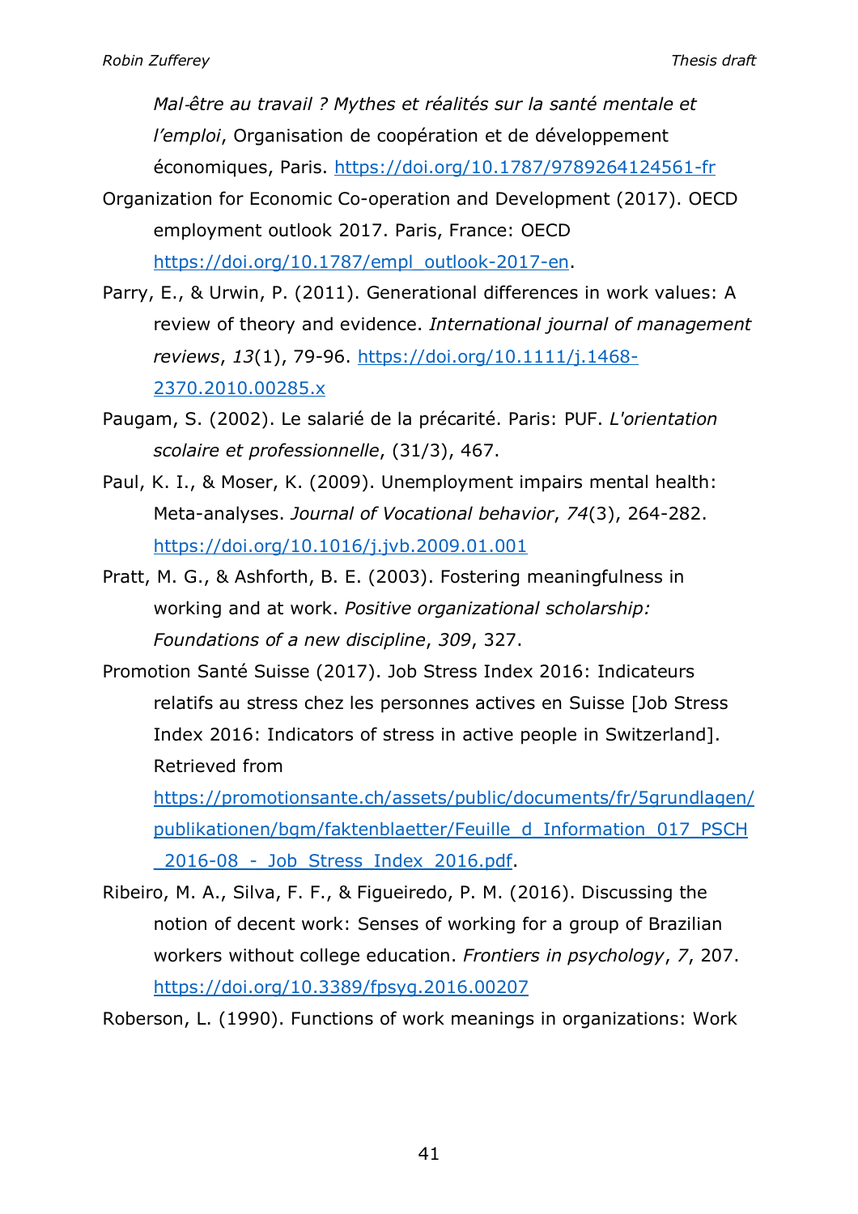*Mal-être au travail ? Mythes et réalités sur la santé mentale et l'emploi*, Organisation de coopération et de développement économiques, Paris. https://doi.org/10.1787/9789264124561-fr

Organization for Economic Co-operation and Development (2017). OECD employment outlook 2017. Paris, France: OECD https://doi.org/10.1787/empl_outlook-2017-en.

Parry, E., & Urwin, P. (2011). Generational differences in work values: A review of theory and evidence. *International journal of management reviews*, *13*(1), 79-96. https://doi.org/10.1111/j.1468-2370.2010.00285.x

Paugam, S. (2002). Le salarié de la précarité. Paris: PUF. *L'orientation scolaire et professionnelle*, (31/3), 467.

Paul, K. I., & Moser, K. (2009). Unemployment impairs mental health: Meta-analyses. *Journal of Vocational behavior*, *74*(3), 264-282. https://doi.org/10.1016/j.jvb.2009.01.001

Pratt, M. G., & Ashforth, B. E. (2003). Fostering meaningfulness in working and at work. *Positive organizational scholarship: Foundations of a new discipline*, *309*, 327.

Promotion Santé Suisse (2017). Job Stress Index 2016: Indicateurs relatifs au stress chez les personnes actives en Suisse [Job Stress Index 2016: Indicators of stress in active people in Switzerland]. Retrieved from https://promotionsante.ch/assets/public/documents/fr/5grundlagen/publikationen/bgm/faktenblaetter/Feuille_d_Information_017_PSCH_2016-08_-_Job_Stress_Index_2016.pdf.

Ribeiro, M. A., Silva, F. F., & Figueiredo, P. M. (2016). Discussing the notion of decent work: Senses of working for a group of Brazilian workers without college education. *Frontiers in psychology*, *7*, 207. https://doi.org/10.3389/fpsyg.2016.00207

Roberson, L. (1990). Functions of work meanings in organizations: Work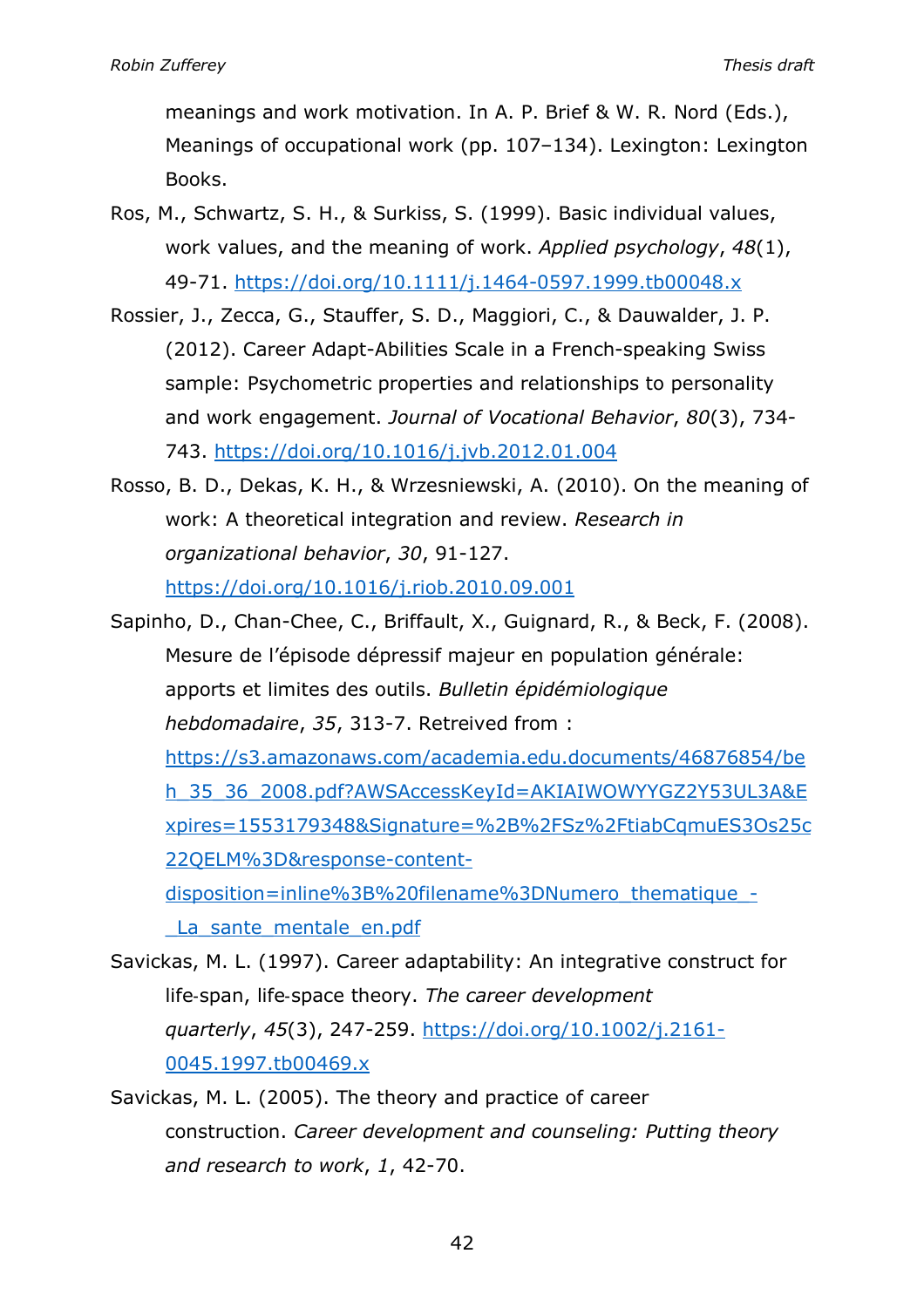meanings and work motivation. In A. P. Brief & W. R. Nord (Eds.), Meanings of occupational work (pp. 107–134). Lexington: Lexington Books.

Ros, M., Schwartz, S. H., & Surkiss, S. (1999). Basic individual values, work values, and the meaning of work. *Applied psychology*, *48*(1), 49-71. https://doi.org/10.1111/j.1464-0597.1999.tb00048.x

Rossier, J., Zecca, G., Stauffer, S. D., Maggiori, C., & Dauwalder, J. P. (2012). Career Adapt-Abilities Scale in a French-speaking Swiss sample: Psychometric properties and relationships to personality and work engagement. *Journal of Vocational Behavior*, *80*(3), 734-743. https://doi.org/10.1016/j.jvb.2012.01.004

Rosso, B. D., Dekas, K. H., & Wrzesniewski, A. (2010). On the meaning of work: A theoretical integration and review. *Research in organizational behavior*, *30*, 91-127. https://doi.org/10.1016/j.riob.2010.09.001

Sapinho, D., Chan-Chee, C., Briffault, X., Guignard, R., & Beck, F. (2008). Mesure de l'épisode dépressif majeur en population générale: apports et limites des outils. *Bulletin épidémiologique hebdomadaire*, *35*, 313-7. Retrieved from : https://s3.amazonaws.com/academia.edu.documents/46876854/beh_35_36_2008.pdf?AWSAccessKeyId=AKIAIWOWYYGZ2Y53UL3A&Expires=1553179348&Signature=%2B%2FSz%2FtiabCqmuES3Os25c22QELM%3D&response-content-disposition=inline%3B%20filename%3DNumero_thematique_-_La_sante_mentale_en.pdf

Savickas, M. L. (1997). Career adaptability: An integrative construct for life‐span, life‐space theory. *The career development quarterly*, *45*(3), 247-259. https://doi.org/10.1002/j.2161-0045.1997.tb00469.x

Savickas, M. L. (2005). The theory and practice of career construction. *Career development and counseling: Putting theory and research to work*, *1*, 42-70.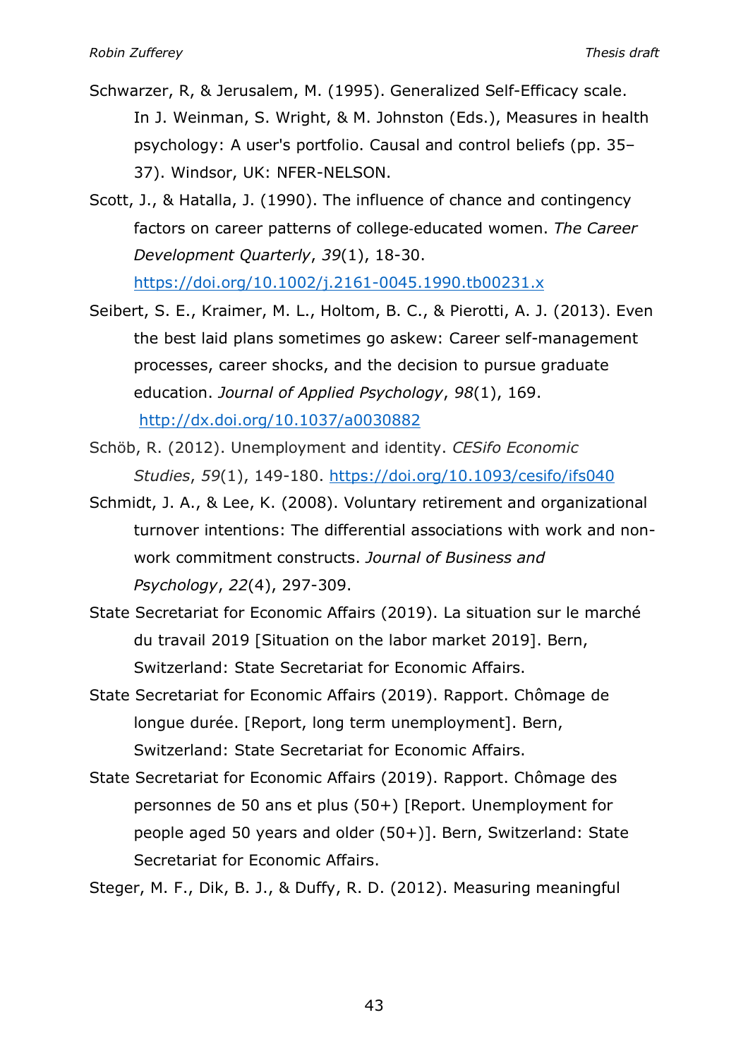Schwarzer, R, & Jerusalem, M. (1995). Generalized Self-Efficacy scale. In J. Weinman, S. Wright, & M. Johnston (Eds.), Measures in health psychology: A user's portfolio. Causal and control beliefs (pp. 35–37). Windsor, UK: NFER-NELSON.

Scott, J., & Hatalla, J. (1990). The influence of chance and contingency factors on career patterns of college-educated women. *The Career Development Quarterly*, *39*(1), 18-30. https://doi.org/10.1002/j.2161-0045.1990.tb00231.x

Seibert, S. E., Kraimer, M. L., Holtom, B. C., & Pierotti, A. J. (2013). Even the best laid plans sometimes go askew: Career self-management processes, career shocks, and the decision to pursue graduate education. *Journal of Applied Psychology*, *98*(1), 169. http://dx.doi.org/10.1037/a0030882

Schöb, R. (2012). Unemployment and identity. *CESifo Economic Studies*, *59*(1), 149-180. https://doi.org/10.1093/cesifo/ifs040

Schmidt, J. A., & Lee, K. (2008). Voluntary retirement and organizational turnover intentions: The differential associations with work and non-work commitment constructs. *Journal of Business and Psychology*, *22*(4), 297-309.

State Secretariat for Economic Affairs (2019). La situation sur le marché du travail 2019 [Situation on the labor market 2019]. Bern, Switzerland: State Secretariat for Economic Affairs.

State Secretariat for Economic Affairs (2019). Rapport. Chômage de longue durée. [Report, long term unemployment]. Bern, Switzerland: State Secretariat for Economic Affairs.

State Secretariat for Economic Affairs (2019). Rapport. Chômage des personnes de 50 ans et plus (50+) [Report. Unemployment for people aged 50 years and older (50+)]. Bern, Switzerland: State Secretariat for Economic Affairs.

Steger, M. F., Dik, B. J., & Duffy, R. D. (2012). Measuring meaningful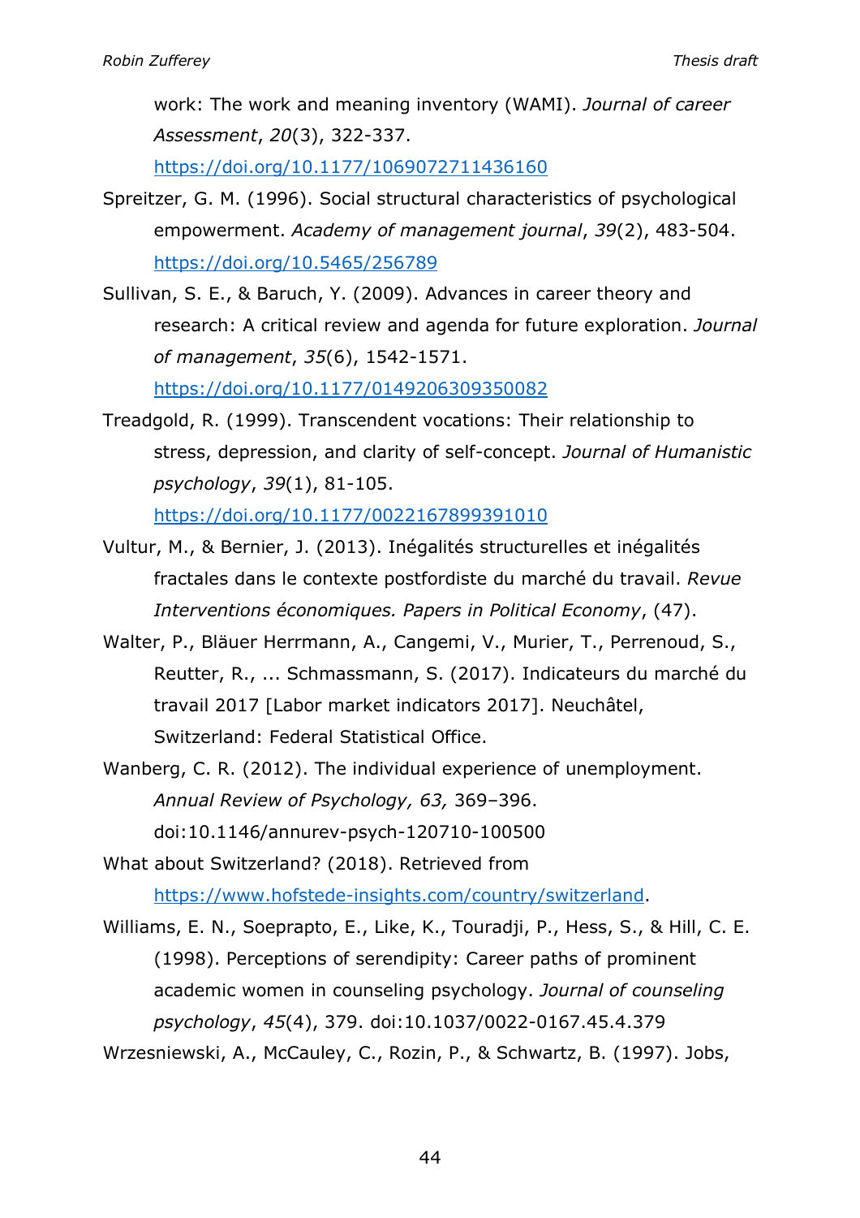work: The work and meaning inventory (WAMI). *Journal of career Assessment*, *20*(3), 322-337. https://doi.org/10.1177/1069072711436160

Spreitzer, G. M. (1996). Social structural characteristics of psychological empowerment. *Academy of management journal*, *39*(2), 483-504. https://doi.org/10.5465/256789

Sullivan, S. E., & Baruch, Y. (2009). Advances in career theory and research: A critical review and agenda for future exploration. *Journal of management*, *35*(6), 1542-1571. https://doi.org/10.1177/0149206309350082

Treadgold, R. (1999). Transcendent vocations: Their relationship to stress, depression, and clarity of self-concept. *Journal of Humanistic psychology*, *39*(1), 81-105. https://doi.org/10.1177/0022167899391010

Vultur, M., & Bernier, J. (2013). Inégalités structurelles et inégalités fractales dans le contexte postfordiste du marché du travail. *Revue Interventions économiques. Papers in Political Economy*, (47).

Walter, P., Bläuer Herrmann, A., Cangemi, V., Murier, T., Perrenoud, S., Reutter, R., ... Schmassmann, S. (2017). Indicateurs du marché du travail 2017 [Labor market indicators 2017]. Neuchâtel, Switzerland: Federal Statistical Office.

Wanberg, C. R. (2012). The individual experience of unemployment. *Annual Review of Psychology, 63,* 369–396. doi:10.1146/annurev-psych-120710-100500

What about Switzerland? (2018). Retrieved from https://www.hofstede-insights.com/country/switzerland.

Williams, E. N., Soeprapto, E., Like, K., Touradji, P., Hess, S., & Hill, C. E. (1998). Perceptions of serendipity: Career paths of prominent academic women in counseling psychology. *Journal of counseling psychology*, *45*(4), 379. doi:10.1037/0022-0167.45.4.379

Wrzesniewski, A., McCauley, C., Rozin, P., & Schwartz, B. (1997). Jobs,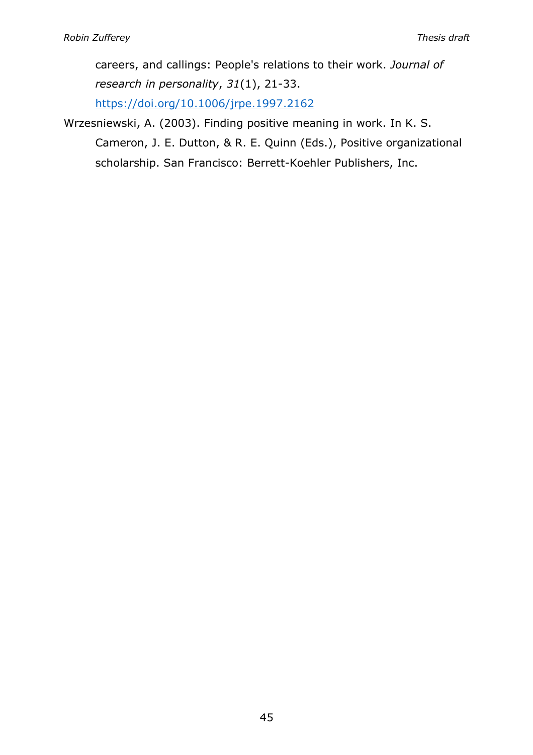careers, and callings: People's relations to their work. *Journal of research in personality*, *31*(1), 21-33. https://doi.org/10.1006/jrpe.1997.2162

Wrzesniewski, A. (2003). Finding positive meaning in work. In K. S. Cameron, J. E. Dutton, & R. E. Quinn (Eds.), Positive organizational scholarship. San Francisco: Berrett-Koehler Publishers, Inc.